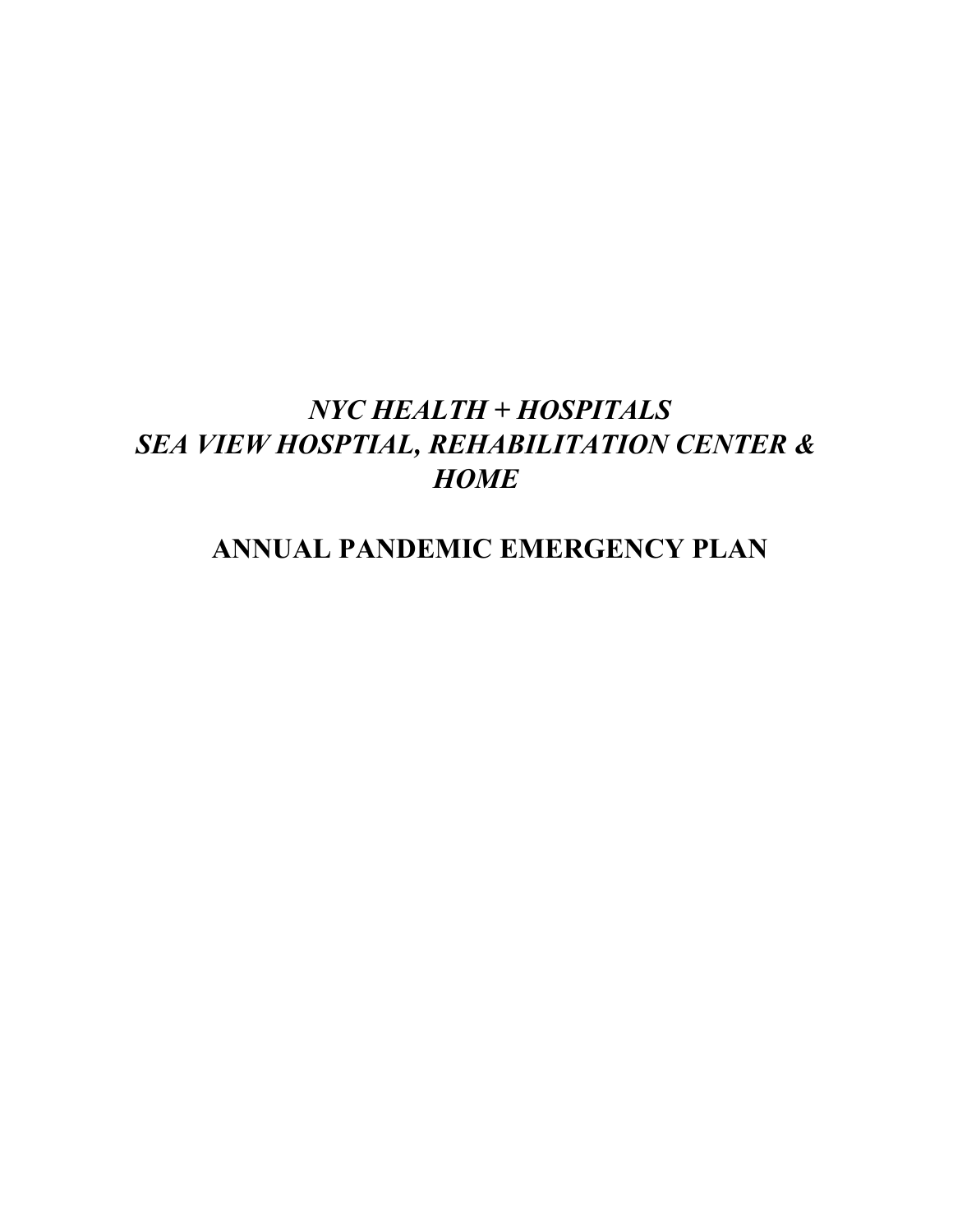# *NYC HEALTH + HOSPITALS*
# *SEA VIEW HOSPTIAL, REHABILITATION CENTER & HOME*

## ANNUAL PANDEMIC EMERGENCY PLAN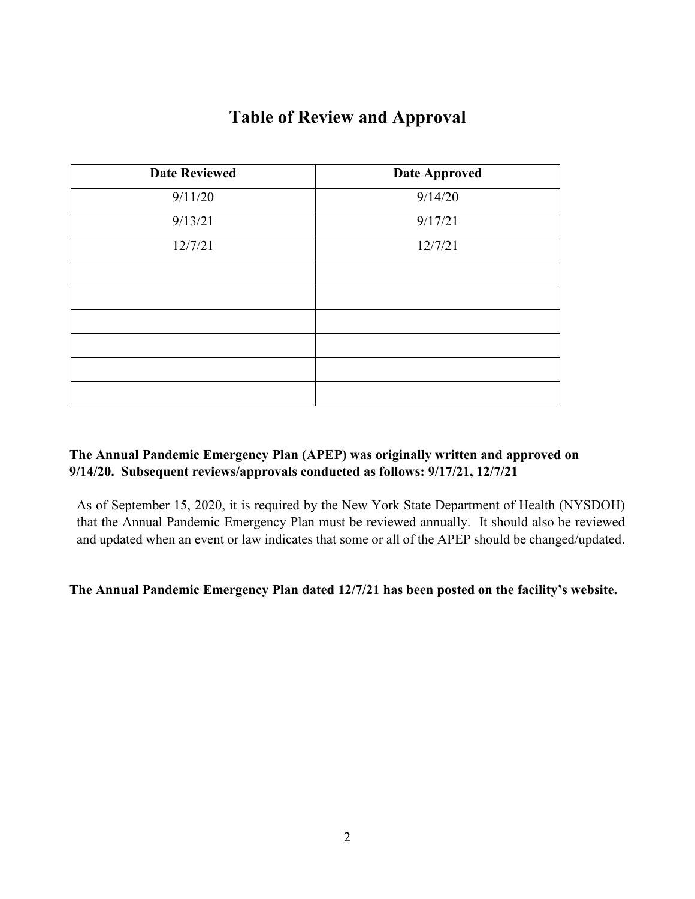# Table of Review and Approval

| Date Reviewed | Date Approved |
|---|---|
| 9/11/20 | 9/14/20 |
| 9/13/21 | 9/17/21 |
| 12/7/21 | 12/7/21 |
| | |
| | |
| | |
| | |
| | |
| | |

**The Annual Pandemic Emergency Plan (APEP) was originally written and approved on 9/14/20. Subsequent reviews/approvals conducted as follows: 9/17/21, 12/7/21**

As of September 15, 2020, it is required by the New York State Department of Health (NYSDOH) that the Annual Pandemic Emergency Plan must be reviewed annually. It should also be reviewed and updated when an event or law indicates that some or all of the APEP should be changed/updated.

**The Annual Pandemic Emergency Plan dated 12/7/21 has been posted on the facility's website.**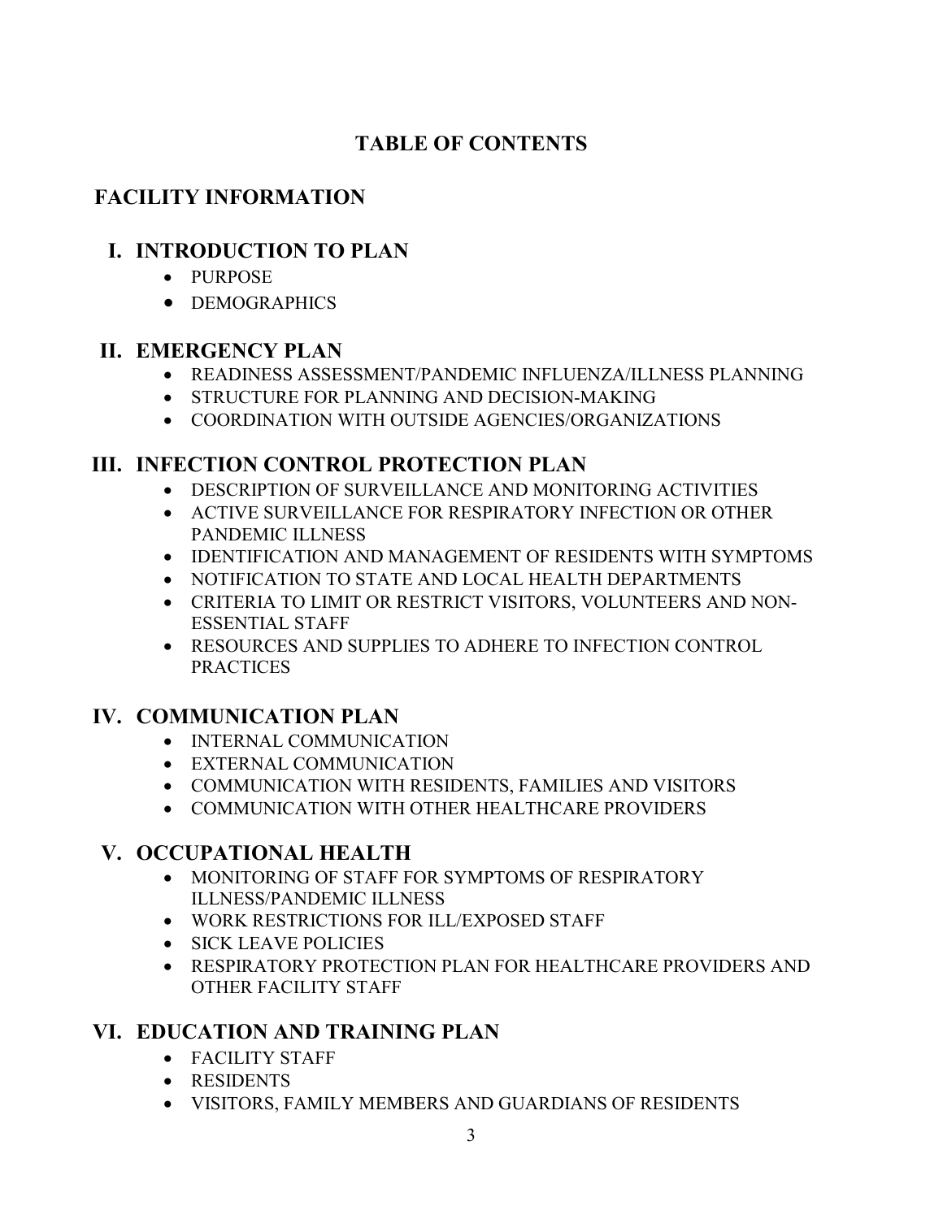# TABLE OF CONTENTS

## FACILITY INFORMATION

### I. INTRODUCTION TO PLAN

- PURPOSE
- DEMOGRAPHICS

### II. EMERGENCY PLAN

- READINESS ASSESSMENT/PANDEMIC INFLUENZA/ILLNESS PLANNING
- STRUCTURE FOR PLANNING AND DECISION-MAKING
- COORDINATION WITH OUTSIDE AGENCIES/ORGANIZATIONS

### III. INFECTION CONTROL PROTECTION PLAN

- DESCRIPTION OF SURVEILLANCE AND MONITORING ACTIVITIES
- ACTIVE SURVEILLANCE FOR RESPIRATORY INFECTION OR OTHER PANDEMIC ILLNESS
- IDENTIFICATION AND MANAGEMENT OF RESIDENTS WITH SYMPTOMS
- NOTIFICATION TO STATE AND LOCAL HEALTH DEPARTMENTS
- CRITERIA TO LIMIT OR RESTRICT VISITORS, VOLUNTEERS AND NON-ESSENTIAL STAFF
- RESOURCES AND SUPPLIES TO ADHERE TO INFECTION CONTROL PRACTICES

### IV. COMMUNICATION PLAN

- INTERNAL COMMUNICATION
- EXTERNAL COMMUNICATION
- COMMUNICATION WITH RESIDENTS, FAMILIES AND VISITORS
- COMMUNICATION WITH OTHER HEALTHCARE PROVIDERS

### V. OCCUPATIONAL HEALTH

- MONITORING OF STAFF FOR SYMPTOMS OF RESPIRATORY ILLNESS/PANDEMIC ILLNESS
- WORK RESTRICTIONS FOR ILL/EXPOSED STAFF
- SICK LEAVE POLICIES
- RESPIRATORY PROTECTION PLAN FOR HEALTHCARE PROVIDERS AND OTHER FACILITY STAFF

### VI. EDUCATION AND TRAINING PLAN

- FACILITY STAFF
- RESIDENTS
- VISITORS, FAMILY MEMBERS AND GUARDIANS OF RESIDENTS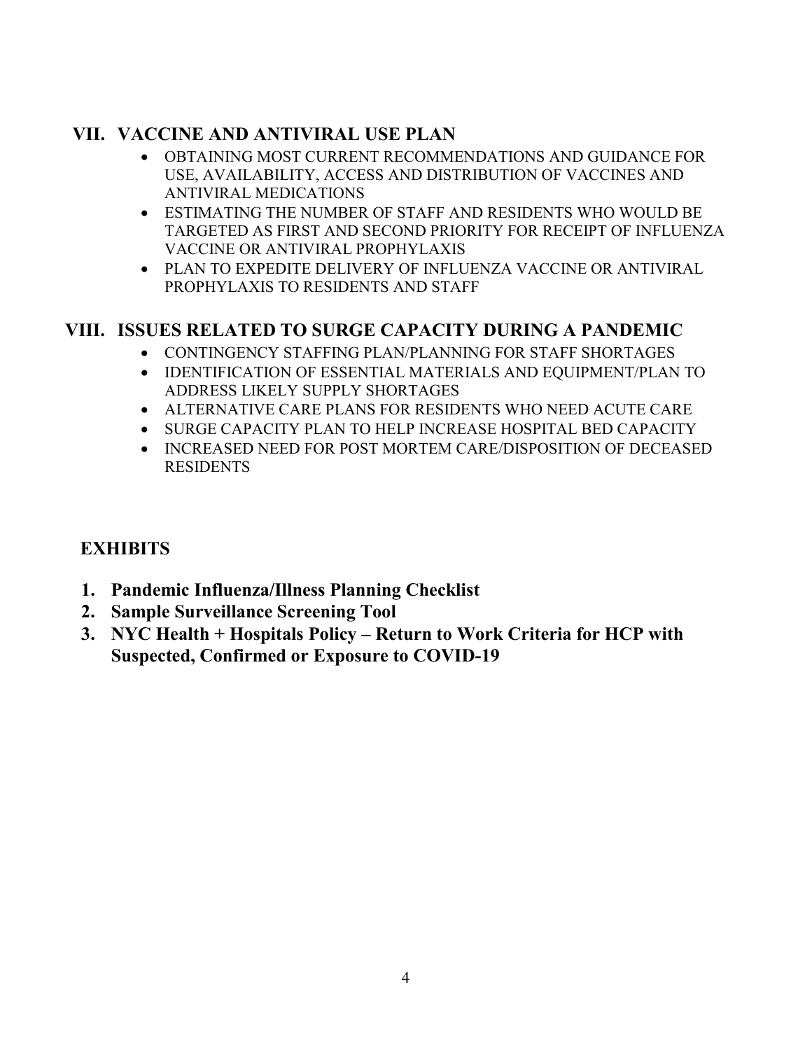## VII. VACCINE AND ANTIVIRAL USE PLAN

- OBTAINING MOST CURRENT RECOMMENDATIONS AND GUIDANCE FOR USE, AVAILABILITY, ACCESS AND DISTRIBUTION OF VACCINES AND ANTIVIRAL MEDICATIONS
- ESTIMATING THE NUMBER OF STAFF AND RESIDENTS WHO WOULD BE TARGETED AS FIRST AND SECOND PRIORITY FOR RECEIPT OF INFLUENZA VACCINE OR ANTIVIRAL PROPHYLAXIS
- PLAN TO EXPEDITE DELIVERY OF INFLUENZA VACCINE OR ANTIVIRAL PROPHYLAXIS TO RESIDENTS AND STAFF

## VIII. ISSUES RELATED TO SURGE CAPACITY DURING A PANDEMIC

- CONTINGENCY STAFFING PLAN/PLANNING FOR STAFF SHORTAGES
- IDENTIFICATION OF ESSENTIAL MATERIALS AND EQUIPMENT/PLAN TO ADDRESS LIKELY SUPPLY SHORTAGES
- ALTERNATIVE CARE PLANS FOR RESIDENTS WHO NEED ACUTE CARE
- SURGE CAPACITY PLAN TO HELP INCREASE HOSPITAL BED CAPACITY
- INCREASED NEED FOR POST MORTEM CARE/DISPOSITION OF DECEASED RESIDENTS

## EXHIBITS

1. **Pandemic Influenza/Illness Planning Checklist**
2. **Sample Surveillance Screening Tool**
3. **NYC Health + Hospitals Policy – Return to Work Criteria for HCP with Suspected, Confirmed or Exposure to COVID-19**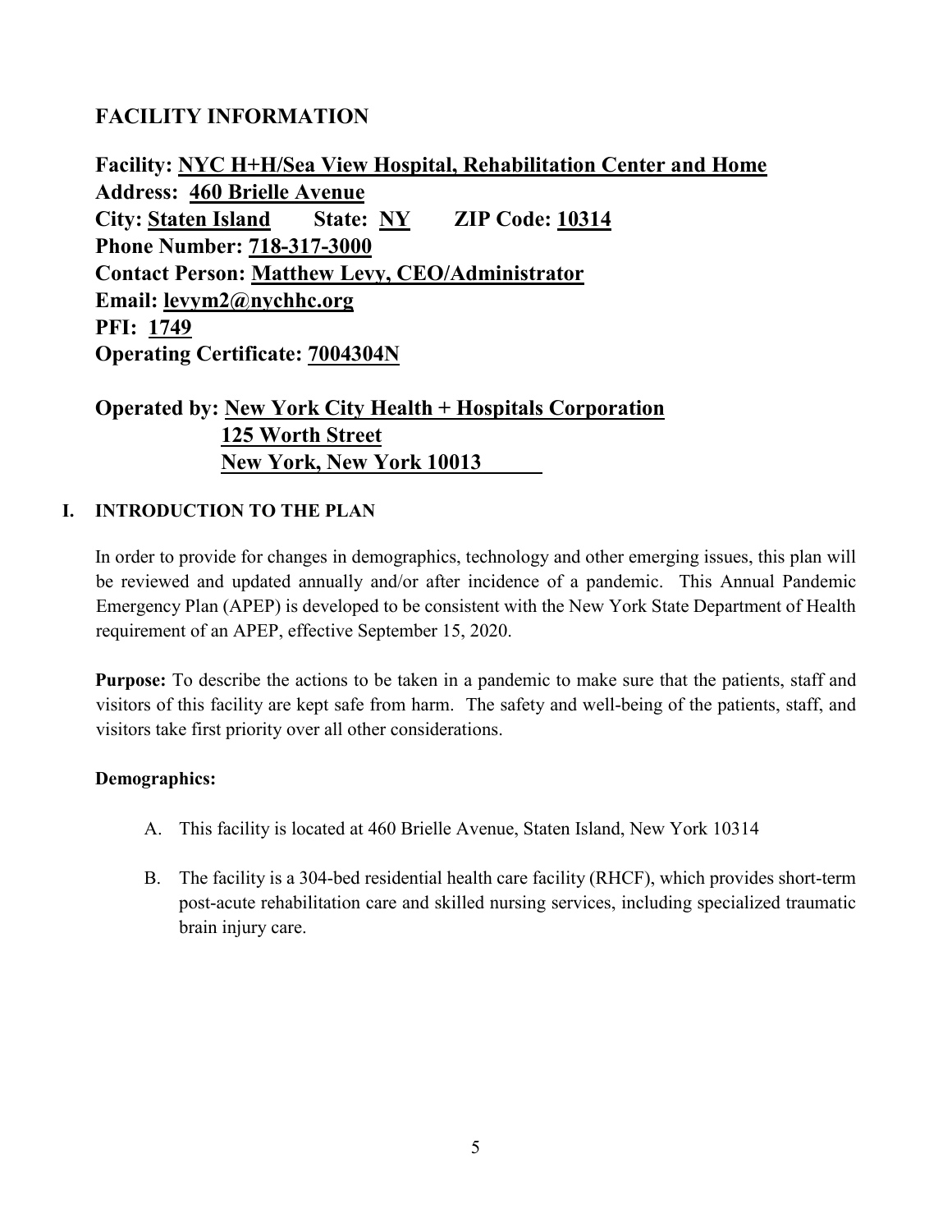## FACILITY INFORMATION

**Facility: NYC H+H/Sea View Hospital, Rehabilitation Center and Home**
**Address: 460 Brielle Avenue**
**City: Staten Island State: NY ZIP Code: 10314**
**Phone Number: 718-317-3000**
**Contact Person: Matthew Levy, CEO/Administrator**
**Email: levym2@nychhc.org**
**PFI: 1749**
**Operating Certificate: 7004304N**

**Operated by: New York City Health + Hospitals Corporation**
**125 Worth Street**
**New York, New York 10013**

### I. INTRODUCTION TO THE PLAN

In order to provide for changes in demographics, technology and other emerging issues, this plan will be reviewed and updated annually and/or after incidence of a pandemic. This Annual Pandemic Emergency Plan (APEP) is developed to be consistent with the New York State Department of Health requirement of an APEP, effective September 15, 2020.

**Purpose:** To describe the actions to be taken in a pandemic to make sure that the patients, staff and visitors of this facility are kept safe from harm. The safety and well-being of the patients, staff, and visitors take first priority over all other considerations.

**Demographics:**

A. This facility is located at 460 Brielle Avenue, Staten Island, New York 10314

B. The facility is a 304-bed residential health care facility (RHCF), which provides short-term post-acute rehabilitation care and skilled nursing services, including specialized traumatic brain injury care.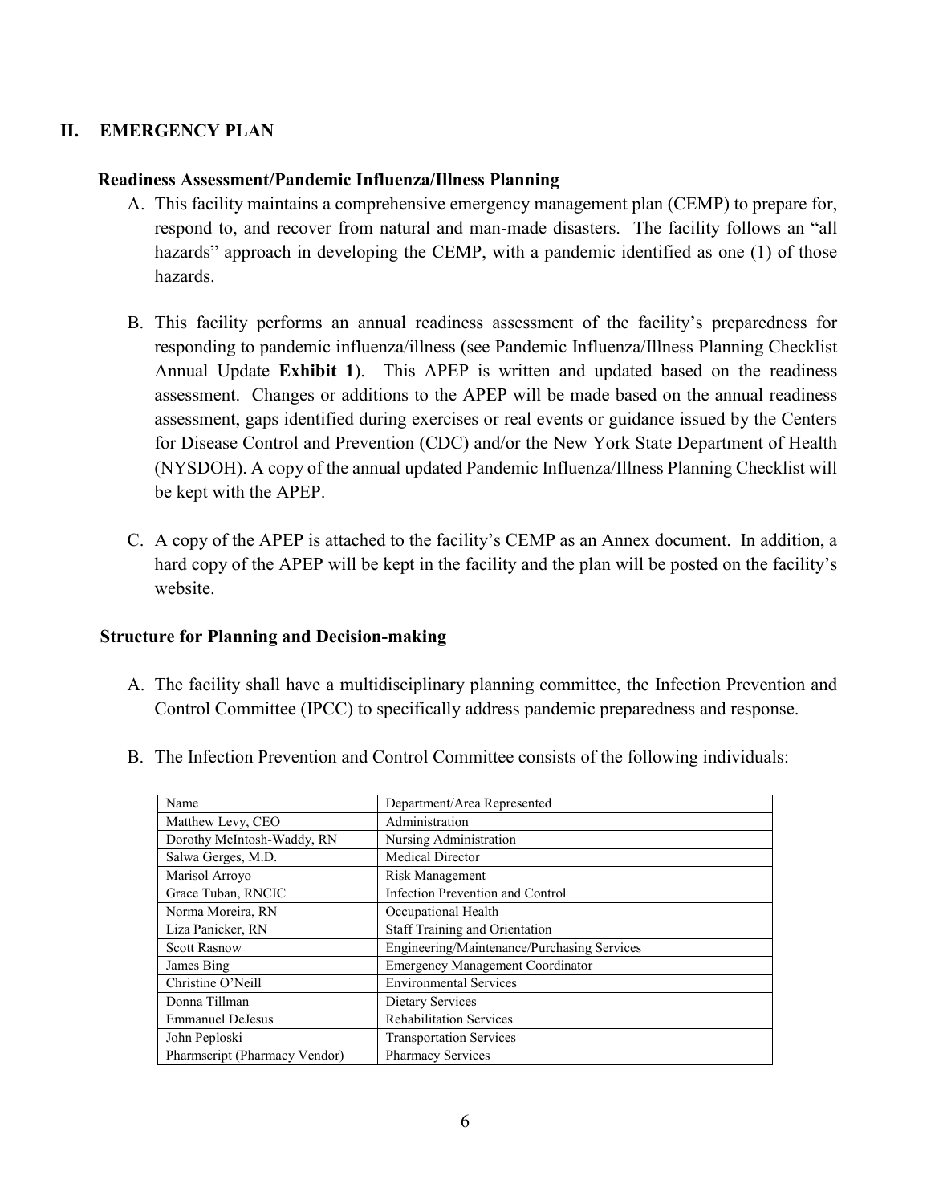## II. EMERGENCY PLAN

### Readiness Assessment/Pandemic Influenza/Illness Planning

A. This facility maintains a comprehensive emergency management plan (CEMP) to prepare for, respond to, and recover from natural and man-made disasters. The facility follows an "all hazards" approach in developing the CEMP, with a pandemic identified as one (1) of those hazards.

B. This facility performs an annual readiness assessment of the facility's preparedness for responding to pandemic influenza/illness (see Pandemic Influenza/Illness Planning Checklist Annual Update **Exhibit 1**). This APEP is written and updated based on the readiness assessment. Changes or additions to the APEP will be made based on the annual readiness assessment, gaps identified during exercises or real events or guidance issued by the Centers for Disease Control and Prevention (CDC) and/or the New York State Department of Health (NYSDOH). A copy of the annual updated Pandemic Influenza/Illness Planning Checklist will be kept with the APEP.

C. A copy of the APEP is attached to the facility's CEMP as an Annex document. In addition, a hard copy of the APEP will be kept in the facility and the plan will be posted on the facility's website.

### Structure for Planning and Decision-making

A. The facility shall have a multidisciplinary planning committee, the Infection Prevention and Control Committee (IPCC) to specifically address pandemic preparedness and response.

B. The Infection Prevention and Control Committee consists of the following individuals:

| Name | Department/Area Represented |
|---|---|
| Matthew Levy, CEO | Administration |
| Dorothy McIntosh-Waddy, RN | Nursing Administration |
| Salwa Gerges, M.D. | Medical Director |
| Marisol Arroyo | Risk Management |
| Grace Tuban, RNCIC | Infection Prevention and Control |
| Norma Moreira, RN | Occupational Health |
| Liza Panicker, RN | Staff Training and Orientation |
| Scott Rasnow | Engineering/Maintenance/Purchasing Services |
| James Bing | Emergency Management Coordinator |
| Christine O'Neill | Environmental Services |
| Donna Tillman | Dietary Services |
| Emmanuel DeJesus | Rehabilitation Services |
| John Peploski | Transportation Services |
| Pharmscript (Pharmacy Vendor) | Pharmacy Services |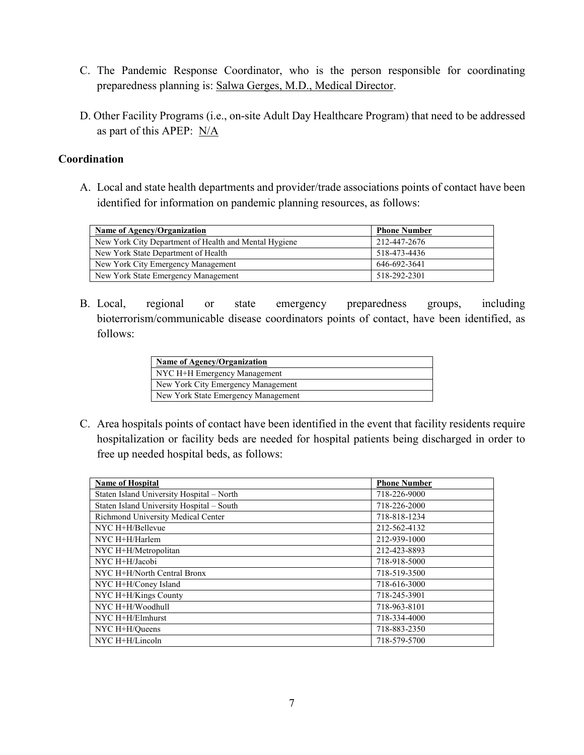C. The Pandemic Response Coordinator, who is the person responsible for coordinating preparedness planning is: <u>Salwa Gerges, M.D., Medical Director</u>.

D. Other Facility Programs (i.e., on-site Adult Day Healthcare Program) that need to be addressed as part of this APEP: <u>N/A</u>

**Coordination**

A. Local and state health departments and provider/trade associations points of contact have been identified for information on pandemic planning resources, as follows:

| Name of Agency/Organization | Phone Number |
|---|---|
| New York City Department of Health and Mental Hygiene | 212-447-2676 |
| New York State Department of Health | 518-473-4436 |
| New York City Emergency Management | 646-692-3641 |
| New York State Emergency Management | 518-292-2301 |

B. Local, regional or state emergency preparedness groups, including bioterrorism/communicable disease coordinators points of contact, have been identified, as follows:

| Name of Agency/Organization |
|---|
| NYC H+H Emergency Management |
| New York City Emergency Management |
| New York State Emergency Management |

C. Area hospitals points of contact have been identified in the event that facility residents require hospitalization or facility beds are needed for hospital patients being discharged in order to free up needed hospital beds, as follows:

| Name of Hospital | Phone Number |
|---|---|
| Staten Island University Hospital – North | 718-226-9000 |
| Staten Island University Hospital – South | 718-226-2000 |
| Richmond University Medical Center | 718-818-1234 |
| NYC H+H/Bellevue | 212-562-4132 |
| NYC H+H/Harlem | 212-939-1000 |
| NYC H+H/Metropolitan | 212-423-8893 |
| NYC H+H/Jacobi | 718-918-5000 |
| NYC H+H/North Central Bronx | 718-519-3500 |
| NYC H+H/Coney Island | 718-616-3000 |
| NYC H+H/Kings County | 718-245-3901 |
| NYC H+H/Woodhull | 718-963-8101 |
| NYC H+H/Elmhurst | 718-334-4000 |
| NYC H+H/Queens | 718-883-2350 |
| NYC H+H/Lincoln | 718-579-5700 |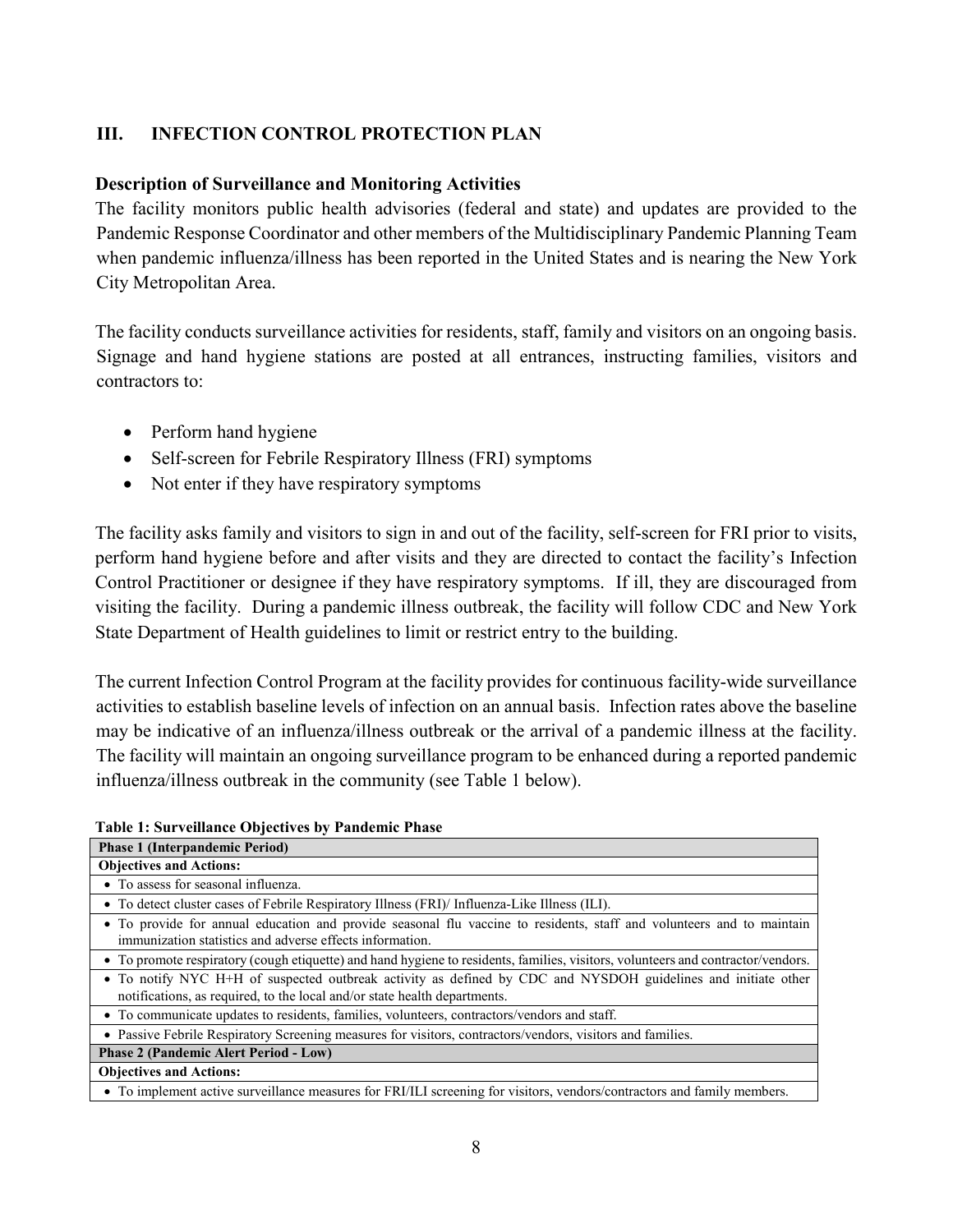## III. INFECTION CONTROL PROTECTION PLAN

### Description of Surveillance and Monitoring Activities

The facility monitors public health advisories (federal and state) and updates are provided to the Pandemic Response Coordinator and other members of the Multidisciplinary Pandemic Planning Team when pandemic influenza/illness has been reported in the United States and is nearing the New York City Metropolitan Area.

The facility conducts surveillance activities for residents, staff, family and visitors on an ongoing basis. Signage and hand hygiene stations are posted at all entrances, instructing families, visitors and contractors to:

- Perform hand hygiene
- Self-screen for Febrile Respiratory Illness (FRI) symptoms
- Not enter if they have respiratory symptoms

The facility asks family and visitors to sign in and out of the facility, self-screen for FRI prior to visits, perform hand hygiene before and after visits and they are directed to contact the facility's Infection Control Practitioner or designee if they have respiratory symptoms. If ill, they are discouraged from visiting the facility. During a pandemic illness outbreak, the facility will follow CDC and New York State Department of Health guidelines to limit or restrict entry to the building.

The current Infection Control Program at the facility provides for continuous facility-wide surveillance activities to establish baseline levels of infection on an annual basis. Infection rates above the baseline may be indicative of an influenza/illness outbreak or the arrival of a pandemic illness at the facility. The facility will maintain an ongoing surveillance program to be enhanced during a reported pandemic influenza/illness outbreak in the community (see Table 1 below).

**Table 1: Surveillance Objectives by Pandemic Phase**

| **Phase 1 (Interpandemic Period)** |
|---|
| **Objectives and Actions:** |
| • To assess for seasonal influenza. |
| • To detect cluster cases of Febrile Respiratory Illness (FRI)/ Influenza-Like Illness (ILI). |
| • To provide for annual education and provide seasonal flu vaccine to residents, staff and volunteers and to maintain immunization statistics and adverse effects information. |
| • To promote respiratory (cough etiquette) and hand hygiene to residents, families, visitors, volunteers and contractor/vendors. |
| • To notify NYC H+H of suspected outbreak activity as defined by CDC and NYSDOH guidelines and initiate other notifications, as required, to the local and/or state health departments. |
| • To communicate updates to residents, families, volunteers, contractors/vendors and staff. |
| • Passive Febrile Respiratory Screening measures for visitors, contractors/vendors, visitors and families. |
| **Phase 2 (Pandemic Alert Period - Low)** |
| **Objectives and Actions:** |
| • To implement active surveillance measures for FRI/ILI screening for visitors, vendors/contractors and family members. |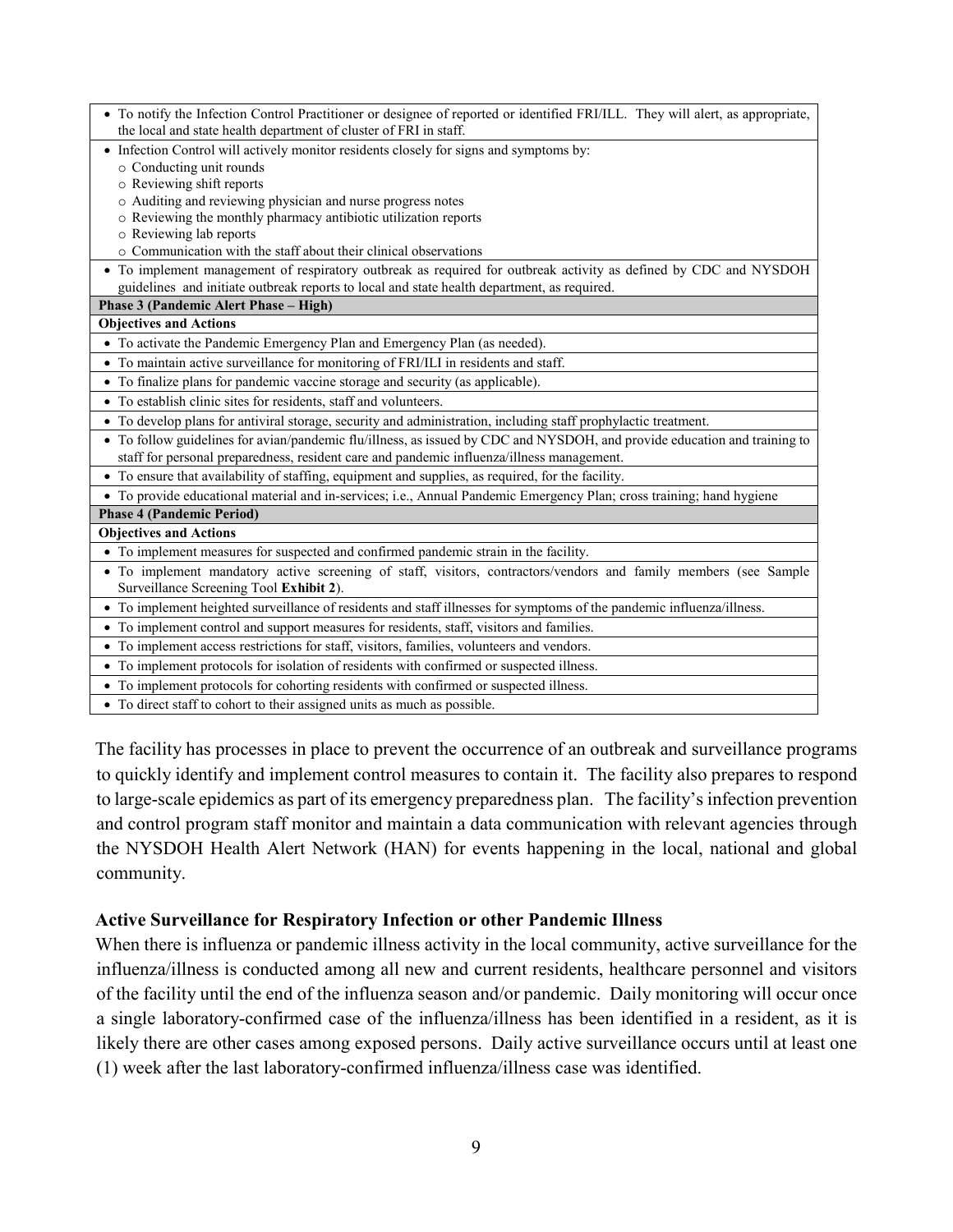| |
|---|
| • To notify the Infection Control Practitioner or designee of reported or identified FRI/ILL. They will alert, as appropriate, the local and state health department of cluster of FRI in staff. |
| • Infection Control will actively monitor residents closely for signs and symptoms by:<br>○ Conducting unit rounds<br>○ Reviewing shift reports<br>○ Auditing and reviewing physician and nurse progress notes<br>○ Reviewing the monthly pharmacy antibiotic utilization reports<br>○ Reviewing lab reports<br>○ Communication with the staff about their clinical observations |
| • To implement management of respiratory outbreak as required for outbreak activity as defined by CDC and NYSDOH guidelines and initiate outbreak reports to local and state health department, as required. |
| **Phase 3 (Pandemic Alert Phase – High)** |
| **Objectives and Actions** |
| • To activate the Pandemic Emergency Plan and Emergency Plan (as needed). |
| • To maintain active surveillance for monitoring of FRI/ILI in residents and staff. |
| • To finalize plans for pandemic vaccine storage and security (as applicable). |
| • To establish clinic sites for residents, staff and volunteers. |
| • To develop plans for antiviral storage, security and administration, including staff prophylactic treatment. |
| • To follow guidelines for avian/pandemic flu/illness, as issued by CDC and NYSDOH, and provide education and training to staff for personal preparedness, resident care and pandemic influenza/illness management. |
| • To ensure that availability of staffing, equipment and supplies, as required, for the facility. |
| • To provide educational material and in-services; i.e., Annual Pandemic Emergency Plan; cross training; hand hygiene |
| **Phase 4 (Pandemic Period)** |
| **Objectives and Actions** |
| • To implement measures for suspected and confirmed pandemic strain in the facility. |
| • To implement mandatory active screening of staff, visitors, contractors/vendors and family members (see Sample Surveillance Screening Tool **Exhibit 2**). |
| • To implement heighted surveillance of residents and staff illnesses for symptoms of the pandemic influenza/illness. |
| • To implement control and support measures for residents, staff, visitors and families. |
| • To implement access restrictions for staff, visitors, families, volunteers and vendors. |
| • To implement protocols for isolation of residents with confirmed or suspected illness. |
| • To implement protocols for cohorting residents with confirmed or suspected illness. |
| • To direct staff to cohort to their assigned units as much as possible. |

The facility has processes in place to prevent the occurrence of an outbreak and surveillance programs to quickly identify and implement control measures to contain it. The facility also prepares to respond to large-scale epidemics as part of its emergency preparedness plan. The facility's infection prevention and control program staff monitor and maintain a data communication with relevant agencies through the NYSDOH Health Alert Network (HAN) for events happening in the local, national and global community.

### Active Surveillance for Respiratory Infection or other Pandemic Illness

When there is influenza or pandemic illness activity in the local community, active surveillance for the influenza/illness is conducted among all new and current residents, healthcare personnel and visitors of the facility until the end of the influenza season and/or pandemic. Daily monitoring will occur once a single laboratory-confirmed case of the influenza/illness has been identified in a resident, as it is likely there are other cases among exposed persons. Daily active surveillance occurs until at least one (1) week after the last laboratory-confirmed influenza/illness case was identified.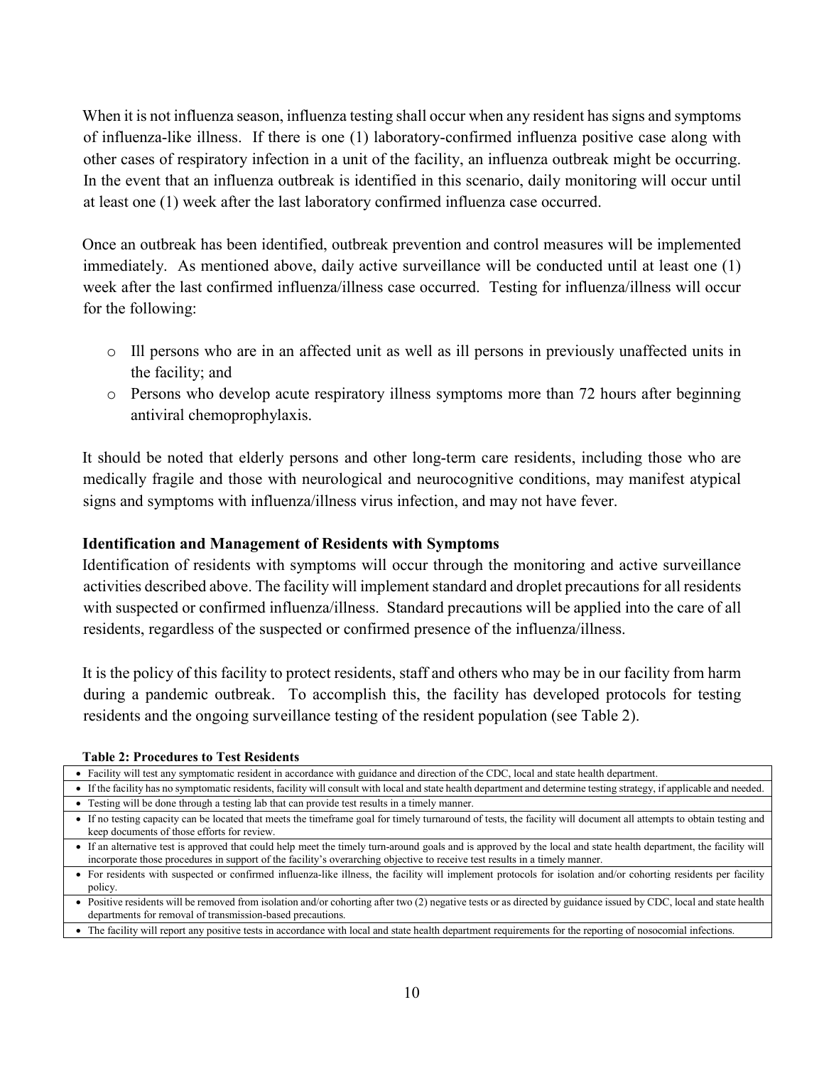When it is not influenza season, influenza testing shall occur when any resident has signs and symptoms of influenza-like illness. If there is one (1) laboratory-confirmed influenza positive case along with other cases of respiratory infection in a unit of the facility, an influenza outbreak might be occurring. In the event that an influenza outbreak is identified in this scenario, daily monitoring will occur until at least one (1) week after the last laboratory confirmed influenza case occurred.

Once an outbreak has been identified, outbreak prevention and control measures will be implemented immediately. As mentioned above, daily active surveillance will be conducted until at least one (1) week after the last confirmed influenza/illness case occurred. Testing for influenza/illness will occur for the following:

- Ill persons who are in an affected unit as well as ill persons in previously unaffected units in the facility; and
- Persons who develop acute respiratory illness symptoms more than 72 hours after beginning antiviral chemoprophylaxis.

It should be noted that elderly persons and other long-term care residents, including those who are medically fragile and those with neurological and neurocognitive conditions, may manifest atypical signs and symptoms with influenza/illness virus infection, and may not have fever.

### Identification and Management of Residents with Symptoms

Identification of residents with symptoms will occur through the monitoring and active surveillance activities described above. The facility will implement standard and droplet precautions for all residents with suspected or confirmed influenza/illness. Standard precautions will be applied into the care of all residents, regardless of the suspected or confirmed presence of the influenza/illness.

It is the policy of this facility to protect residents, staff and others who may be in our facility from harm during a pandemic outbreak. To accomplish this, the facility has developed protocols for testing residents and the ongoing surveillance testing of the resident population (see Table 2).

**Table 2: Procedures to Test Residents**

| |
|---|
| • Facility will test any symptomatic resident in accordance with guidance and direction of the CDC, local and state health department. |
| • If the facility has no symptomatic residents, facility will consult with local and state health department and determine testing strategy, if applicable and needed. |
| • Testing will be done through a testing lab that can provide test results in a timely manner. |
| • If no testing capacity can be located that meets the timeframe goal for timely turnaround of tests, the facility will document all attempts to obtain testing and keep documents of those efforts for review. |
| • If an alternative test is approved that could help meet the timely turn-around goals and is approved by the local and state health department, the facility will incorporate those procedures in support of the facility's overarching objective to receive test results in a timely manner. |
| • For residents with suspected or confirmed influenza-like illness, the facility will implement protocols for isolation and/or cohorting residents per facility policy. |
| • Positive residents will be removed from isolation and/or cohorting after two (2) negative tests or as directed by guidance issued by CDC, local and state health departments for removal of transmission-based precautions. |
| • The facility will report any positive tests in accordance with local and state health department requirements for the reporting of nosocomial infections. |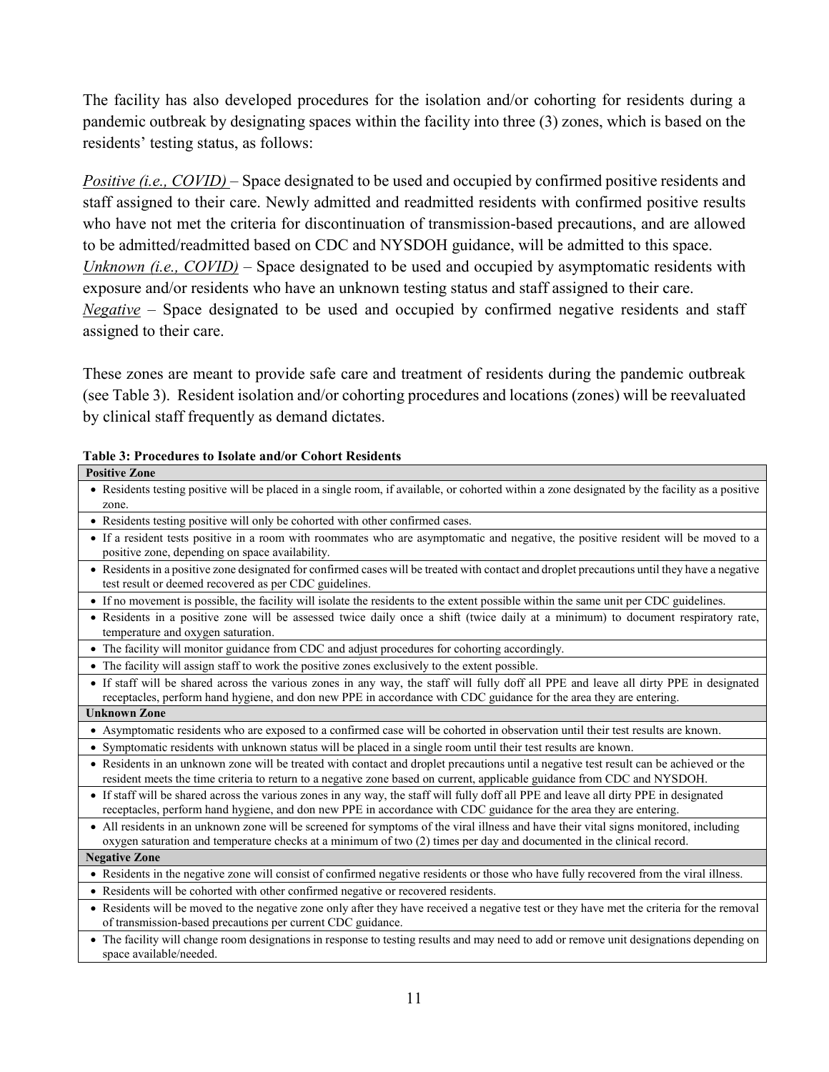The facility has also developed procedures for the isolation and/or cohorting for residents during a pandemic outbreak by designating spaces within the facility into three (3) zones, which is based on the residents' testing status, as follows:

*Positive (i.e., COVID)* – Space designated to be used and occupied by confirmed positive residents and staff assigned to their care. Newly admitted and readmitted residents with confirmed positive results who have not met the criteria for discontinuation of transmission-based precautions, and are allowed to be admitted/readmitted based on CDC and NYSDOH guidance, will be admitted to this space.
*Unknown (i.e., COVID)* – Space designated to be used and occupied by asymptomatic residents with exposure and/or residents who have an unknown testing status and staff assigned to their care.
*Negative* – Space designated to be used and occupied by confirmed negative residents and staff assigned to their care.

These zones are meant to provide safe care and treatment of residents during the pandemic outbreak (see Table 3). Resident isolation and/or cohorting procedures and locations (zones) will be reevaluated by clinical staff frequently as demand dictates.

**Table 3: Procedures to Isolate and/or Cohort Residents**

| **Positive Zone** |
|---|
| • Residents testing positive will be placed in a single room, if available, or cohorted within a zone designated by the facility as a positive zone. |
| • Residents testing positive will only be cohorted with other confirmed cases. |
| • If a resident tests positive in a room with roommates who are asymptomatic and negative, the positive resident will be moved to a positive zone, depending on space availability. |
| • Residents in a positive zone designated for confirmed cases will be treated with contact and droplet precautions until they have a negative test result or deemed recovered as per CDC guidelines. |
| • If no movement is possible, the facility will isolate the residents to the extent possible within the same unit per CDC guidelines. |
| • Residents in a positive zone will be assessed twice daily once a shift (twice daily at a minimum) to document respiratory rate, temperature and oxygen saturation. |
| • The facility will monitor guidance from CDC and adjust procedures for cohorting accordingly. |
| • The facility will assign staff to work the positive zones exclusively to the extent possible. |
| • If staff will be shared across the various zones in any way, the staff will fully doff all PPE and leave all dirty PPE in designated receptacles, perform hand hygiene, and don new PPE in accordance with CDC guidance for the area they are entering. |
| **Unknown Zone** |
| • Asymptomatic residents who are exposed to a confirmed case will be cohorted in observation until their test results are known. |
| • Symptomatic residents with unknown status will be placed in a single room until their test results are known. |
| • Residents in an unknown zone will be treated with contact and droplet precautions until a negative test result can be achieved or the resident meets the time criteria to return to a negative zone based on current, applicable guidance from CDC and NYSDOH. |
| • If staff will be shared across the various zones in any way, the staff will fully doff all PPE and leave all dirty PPE in designated receptacles, perform hand hygiene, and don new PPE in accordance with CDC guidance for the area they are entering. |
| • All residents in an unknown zone will be screened for symptoms of the viral illness and have their vital signs monitored, including oxygen saturation and temperature checks at a minimum of two (2) times per day and documented in the clinical record. |
| **Negative Zone** |
| • Residents in the negative zone will consist of confirmed negative residents or those who have fully recovered from the viral illness. |
| • Residents will be cohorted with other confirmed negative or recovered residents. |
| • Residents will be moved to the negative zone only after they have received a negative test or they have met the criteria for the removal of transmission-based precautions per current CDC guidance. |
| • The facility will change room designations in response to testing results and may need to add or remove unit designations depending on space available/needed. |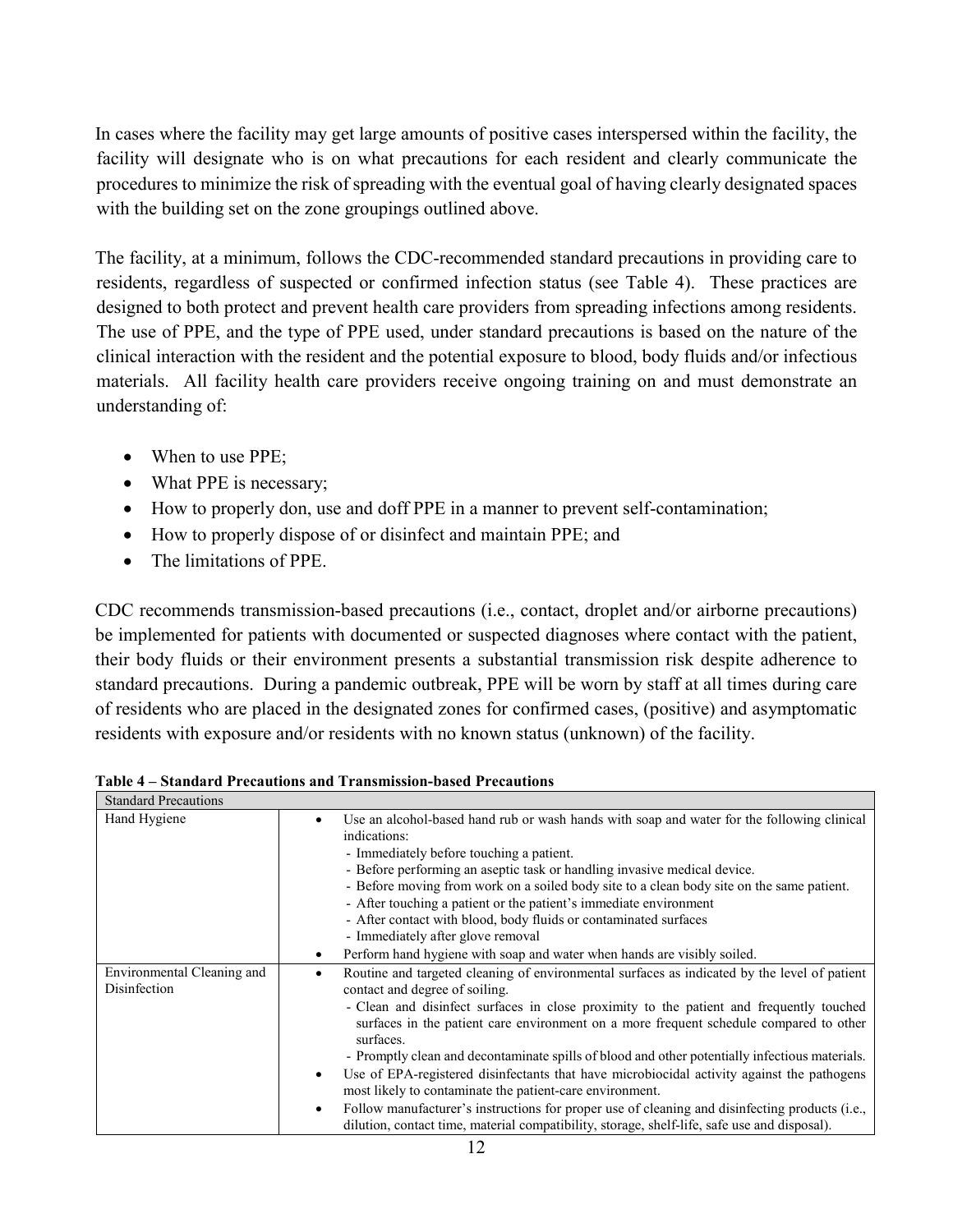In cases where the facility may get large amounts of positive cases interspersed within the facility, the facility will designate who is on what precautions for each resident and clearly communicate the procedures to minimize the risk of spreading with the eventual goal of having clearly designated spaces with the building set on the zone groupings outlined above.

The facility, at a minimum, follows the CDC-recommended standard precautions in providing care to residents, regardless of suspected or confirmed infection status (see Table 4). These practices are designed to both protect and prevent health care providers from spreading infections among residents. The use of PPE, and the type of PPE used, under standard precautions is based on the nature of the clinical interaction with the resident and the potential exposure to blood, body fluids and/or infectious materials. All facility health care providers receive ongoing training on and must demonstrate an understanding of:

- When to use PPE;
- What PPE is necessary;
- How to properly don, use and doff PPE in a manner to prevent self-contamination;
- How to properly dispose of or disinfect and maintain PPE; and
- The limitations of PPE.

CDC recommends transmission-based precautions (i.e., contact, droplet and/or airborne precautions) be implemented for patients with documented or suspected diagnoses where contact with the patient, their body fluids or their environment presents a substantial transmission risk despite adherence to standard precautions. During a pandemic outbreak, PPE will be worn by staff at all times during care of residents who are placed in the designated zones for confirmed cases, (positive) and asymptomatic residents with exposure and/or residents with no known status (unknown) of the facility.

**Table 4 – Standard Precautions and Transmission-based Precautions**

| Standard Precautions | |
|---|---|
| Hand Hygiene | • Use an alcohol-based hand rub or wash hands with soap and water for the following clinical indications:<br>- Immediately before touching a patient.<br>- Before performing an aseptic task or handling invasive medical device.<br>- Before moving from work on a soiled body site to a clean body site on the same patient.<br>- After touching a patient or the patient's immediate environment<br>- After contact with blood, body fluids or contaminated surfaces<br>- Immediately after glove removal<br>• Perform hand hygiene with soap and water when hands are visibly soiled. |
| Environmental Cleaning and Disinfection | • Routine and targeted cleaning of environmental surfaces as indicated by the level of patient contact and degree of soiling.<br>- Clean and disinfect surfaces in close proximity to the patient and frequently touched surfaces in the patient care environment on a more frequent schedule compared to other surfaces.<br>- Promptly clean and decontaminate spills of blood and other potentially infectious materials.<br>• Use of EPA-registered disinfectants that have microbiocidal activity against the pathogens most likely to contaminate the patient-care environment.<br>• Follow manufacturer's instructions for proper use of cleaning and disinfecting products (i.e., dilution, contact time, material compatibility, storage, shelf-life, safe use and disposal). |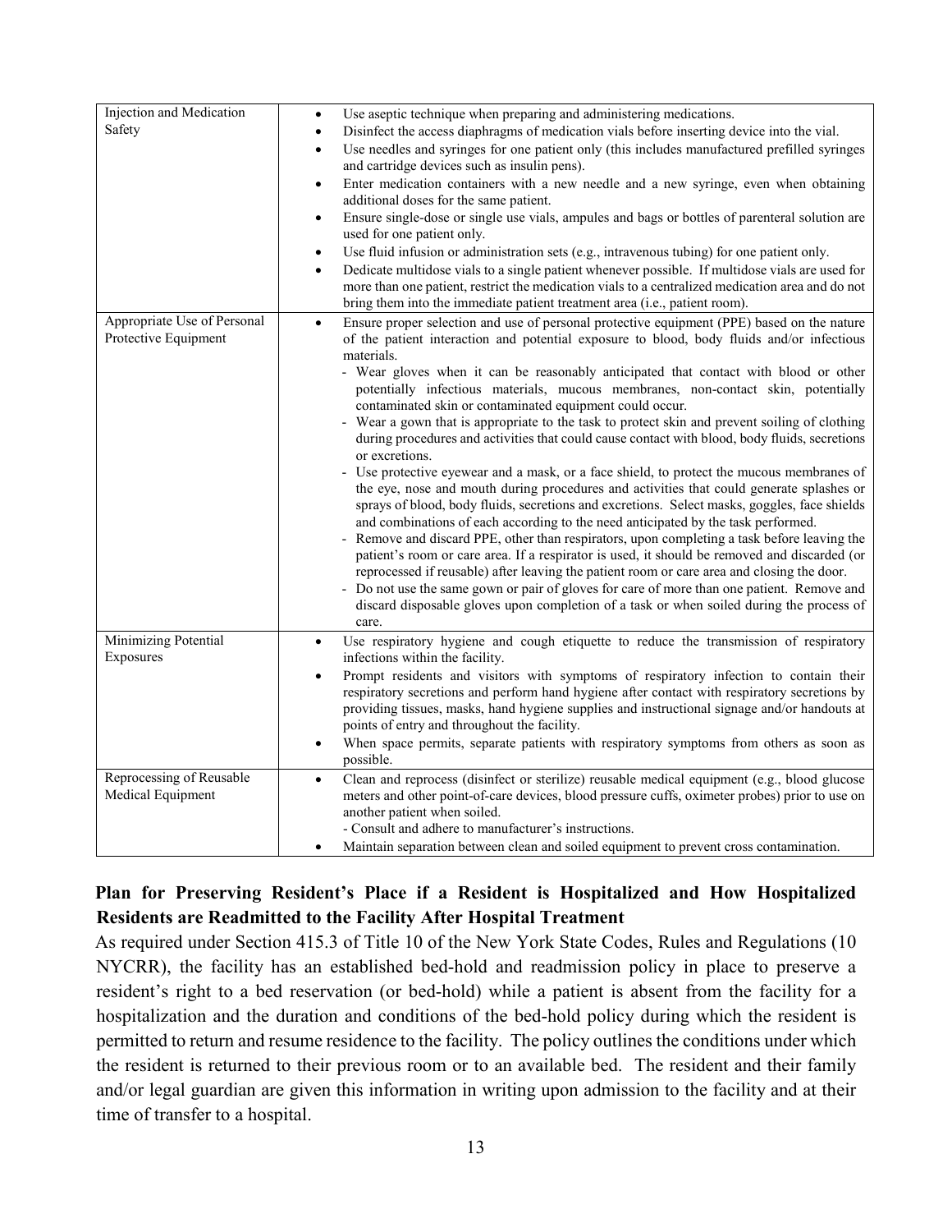| | |
|---|---|
| Injection and Medication Safety | • Use aseptic technique when preparing and administering medications.<br>• Disinfect the access diaphragms of medication vials before inserting device into the vial.<br>• Use needles and syringes for one patient only (this includes manufactured prefilled syringes and cartridge devices such as insulin pens).<br>• Enter medication containers with a new needle and a new syringe, even when obtaining additional doses for the same patient.<br>• Ensure single-dose or single use vials, ampules and bags or bottles of parenteral solution are used for one patient only.<br>• Use fluid infusion or administration sets (e.g., intravenous tubing) for one patient only.<br>• Dedicate multidose vials to a single patient whenever possible. If multidose vials are used for more than one patient, restrict the medication vials to a centralized medication area and do not bring them into the immediate patient treatment area (i.e., patient room). |
| Appropriate Use of Personal Protective Equipment | • Ensure proper selection and use of personal protective equipment (PPE) based on the nature of the patient interaction and potential exposure to blood, body fluids and/or infectious materials.<br>- Wear gloves when it can be reasonably anticipated that contact with blood or other potentially infectious materials, mucous membranes, non-contact skin, potentially contaminated skin or contaminated equipment could occur.<br>- Wear a gown that is appropriate to the task to protect skin and prevent soiling of clothing during procedures and activities that could cause contact with blood, body fluids, secretions or excretions.<br>- Use protective eyewear and a mask, or a face shield, to protect the mucous membranes of the eye, nose and mouth during procedures and activities that could generate splashes or sprays of blood, body fluids, secretions and excretions. Select masks, goggles, face shields and combinations of each according to the need anticipated by the task performed.<br>- Remove and discard PPE, other than respirators, upon completing a task before leaving the patient's room or care area. If a respirator is used, it should be removed and discarded (or reprocessed if reusable) after leaving the patient room or care area and closing the door.<br>- Do not use the same gown or pair of gloves for care of more than one patient. Remove and discard disposable gloves upon completion of a task or when soiled during the process of care. |
| Minimizing Potential Exposures | • Use respiratory hygiene and cough etiquette to reduce the transmission of respiratory infections within the facility.<br>• Prompt residents and visitors with symptoms of respiratory infection to contain their respiratory secretions and perform hand hygiene after contact with respiratory secretions by providing tissues, masks, hand hygiene supplies and instructional signage and/or handouts at points of entry and throughout the facility.<br>• When space permits, separate patients with respiratory symptoms from others as soon as possible. |
| Reprocessing of Reusable Medical Equipment | • Clean and reprocess (disinfect or sterilize) reusable medical equipment (e.g., blood glucose meters and other point-of-care devices, blood pressure cuffs, oximeter probes) prior to use on another patient when soiled.<br>- Consult and adhere to manufacturer's instructions.<br>• Maintain separation between clean and soiled equipment to prevent cross contamination. |

## Plan for Preserving Resident's Place if a Resident is Hospitalized and How Hospitalized Residents are Readmitted to the Facility After Hospital Treatment

As required under Section 415.3 of Title 10 of the New York State Codes, Rules and Regulations (10 NYCRR), the facility has an established bed-hold and readmission policy in place to preserve a resident's right to a bed reservation (or bed-hold) while a patient is absent from the facility for a hospitalization and the duration and conditions of the bed-hold policy during which the resident is permitted to return and resume residence to the facility. The policy outlines the conditions under which the resident is returned to their previous room or to an available bed. The resident and their family and/or legal guardian are given this information in writing upon admission to the facility and at their time of transfer to a hospital.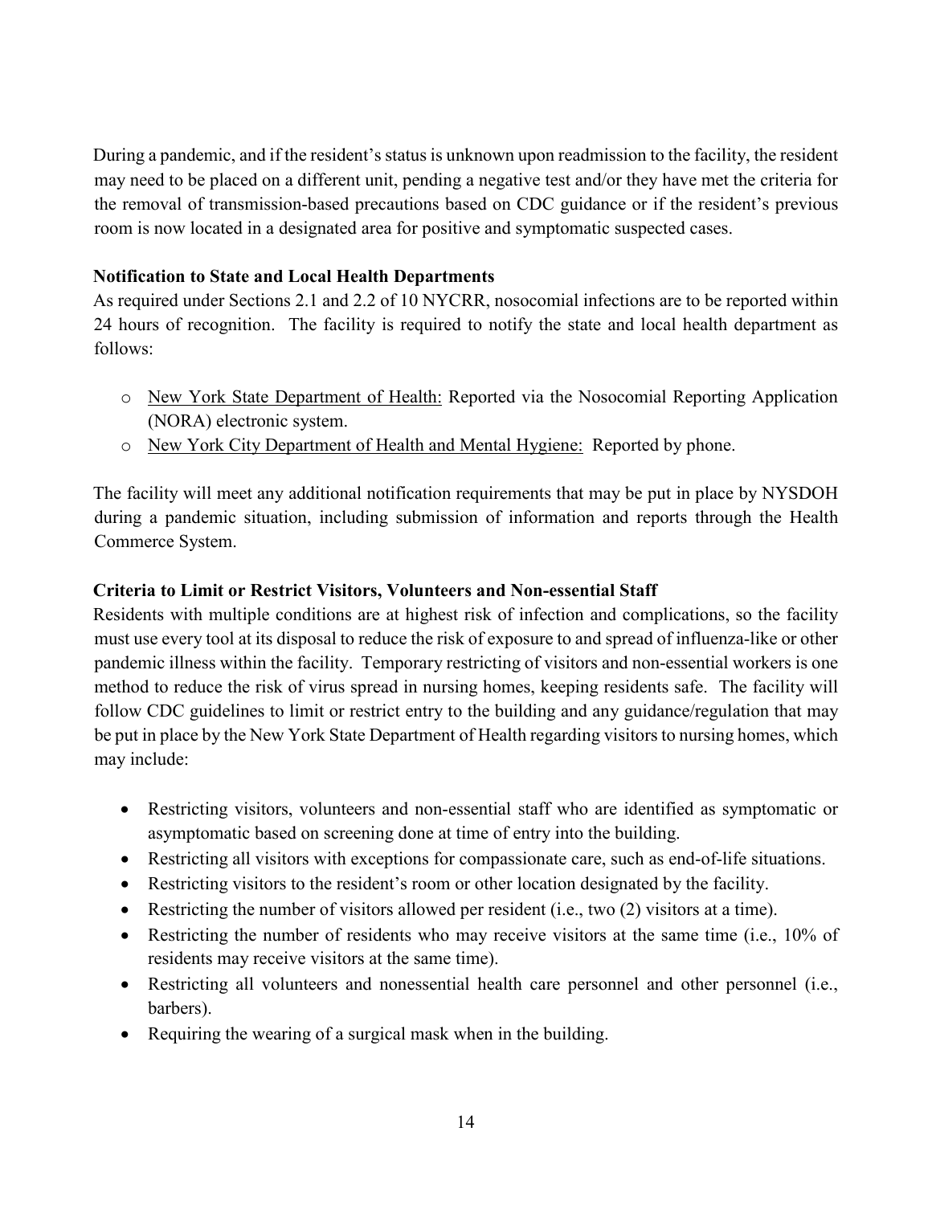During a pandemic, and if the resident's status is unknown upon readmission to the facility, the resident may need to be placed on a different unit, pending a negative test and/or they have met the criteria for the removal of transmission-based precautions based on CDC guidance or if the resident's previous room is now located in a designated area for positive and symptomatic suspected cases.

**Notification to State and Local Health Departments**

As required under Sections 2.1 and 2.2 of 10 NYCRR, nosocomial infections are to be reported within 24 hours of recognition. The facility is required to notify the state and local health department as follows:

- New York State Department of Health: Reported via the Nosocomial Reporting Application (NORA) electronic system.
- New York City Department of Health and Mental Hygiene: Reported by phone.

The facility will meet any additional notification requirements that may be put in place by NYSDOH during a pandemic situation, including submission of information and reports through the Health Commerce System.

**Criteria to Limit or Restrict Visitors, Volunteers and Non-essential Staff**

Residents with multiple conditions are at highest risk of infection and complications, so the facility must use every tool at its disposal to reduce the risk of exposure to and spread of influenza-like or other pandemic illness within the facility. Temporary restricting of visitors and non-essential workers is one method to reduce the risk of virus spread in nursing homes, keeping residents safe. The facility will follow CDC guidelines to limit or restrict entry to the building and any guidance/regulation that may be put in place by the New York State Department of Health regarding visitors to nursing homes, which may include:

- Restricting visitors, volunteers and non-essential staff who are identified as symptomatic or asymptomatic based on screening done at time of entry into the building.
- Restricting all visitors with exceptions for compassionate care, such as end-of-life situations.
- Restricting visitors to the resident's room or other location designated by the facility.
- Restricting the number of visitors allowed per resident (i.e., two (2) visitors at a time).
- Restricting the number of residents who may receive visitors at the same time (i.e., 10% of residents may receive visitors at the same time).
- Restricting all volunteers and nonessential health care personnel and other personnel (i.e., barbers).
- Requiring the wearing of a surgical mask when in the building.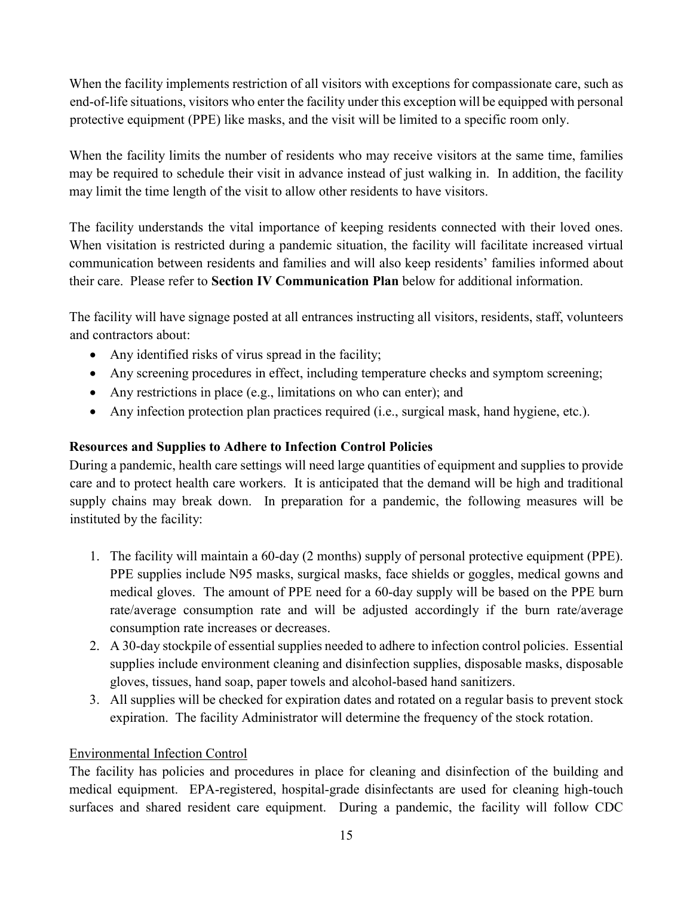When the facility implements restriction of all visitors with exceptions for compassionate care, such as end-of-life situations, visitors who enter the facility under this exception will be equipped with personal protective equipment (PPE) like masks, and the visit will be limited to a specific room only.

When the facility limits the number of residents who may receive visitors at the same time, families may be required to schedule their visit in advance instead of just walking in. In addition, the facility may limit the time length of the visit to allow other residents to have visitors.

The facility understands the vital importance of keeping residents connected with their loved ones. When visitation is restricted during a pandemic situation, the facility will facilitate increased virtual communication between residents and families and will also keep residents' families informed about their care. Please refer to **Section IV Communication Plan** below for additional information.

The facility will have signage posted at all entrances instructing all visitors, residents, staff, volunteers and contractors about:

- Any identified risks of virus spread in the facility;
- Any screening procedures in effect, including temperature checks and symptom screening;
- Any restrictions in place (e.g., limitations on who can enter); and
- Any infection protection plan practices required (i.e., surgical mask, hand hygiene, etc.).

### Resources and Supplies to Adhere to Infection Control Policies

During a pandemic, health care settings will need large quantities of equipment and supplies to provide care and to protect health care workers. It is anticipated that the demand will be high and traditional supply chains may break down. In preparation for a pandemic, the following measures will be instituted by the facility:

1. The facility will maintain a 60-day (2 months) supply of personal protective equipment (PPE). PPE supplies include N95 masks, surgical masks, face shields or goggles, medical gowns and medical gloves. The amount of PPE need for a 60-day supply will be based on the PPE burn rate/average consumption rate and will be adjusted accordingly if the burn rate/average consumption rate increases or decreases.
2. A 30-day stockpile of essential supplies needed to adhere to infection control policies. Essential supplies include environment cleaning and disinfection supplies, disposable masks, disposable gloves, tissues, hand soap, paper towels and alcohol-based hand sanitizers.
3. All supplies will be checked for expiration dates and rotated on a regular basis to prevent stock expiration. The facility Administrator will determine the frequency of the stock rotation.

#### Environmental Infection Control

The facility has policies and procedures in place for cleaning and disinfection of the building and medical equipment. EPA-registered, hospital-grade disinfectants are used for cleaning high-touch surfaces and shared resident care equipment. During a pandemic, the facility will follow CDC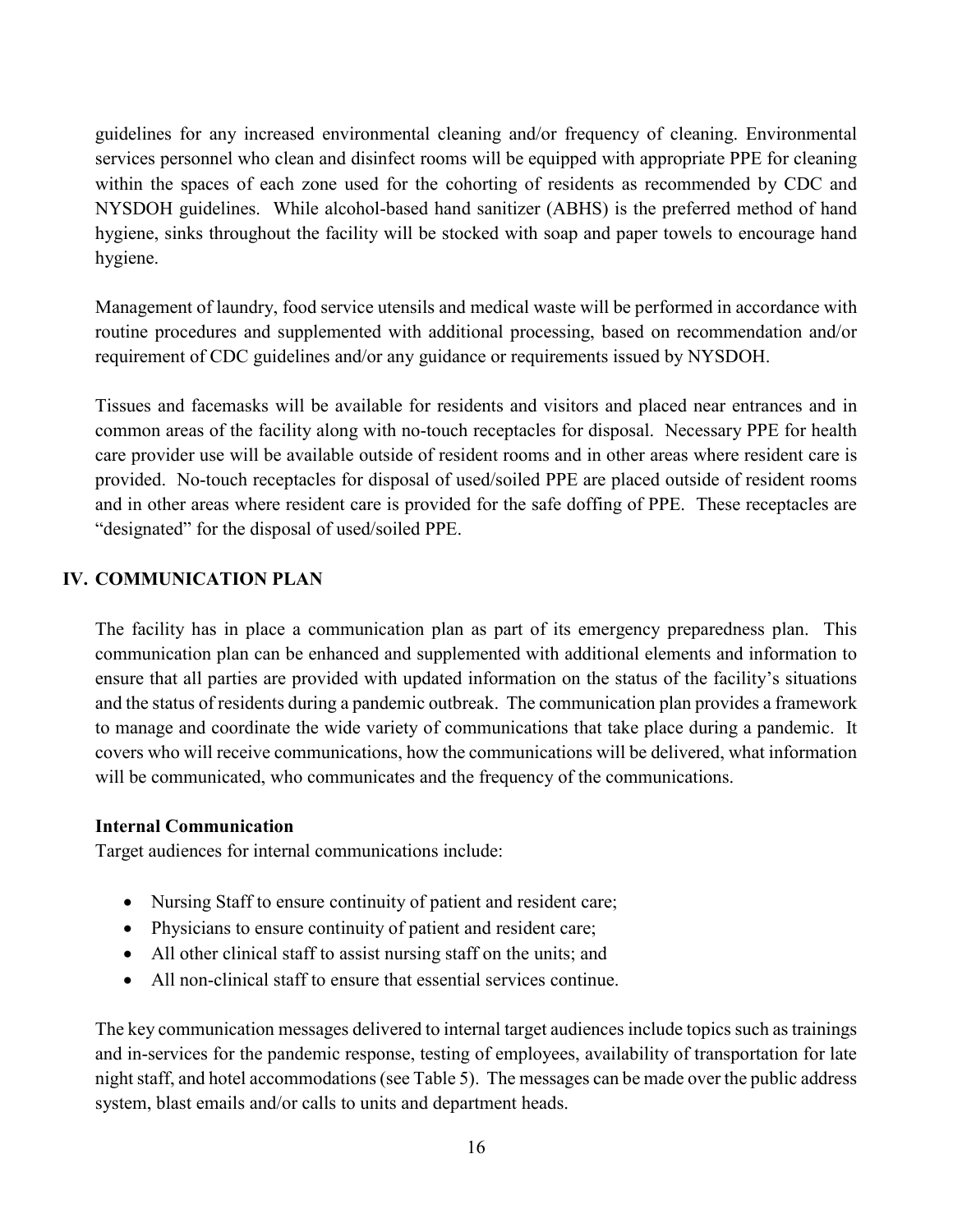guidelines for any increased environmental cleaning and/or frequency of cleaning. Environmental services personnel who clean and disinfect rooms will be equipped with appropriate PPE for cleaning within the spaces of each zone used for the cohorting of residents as recommended by CDC and NYSDOH guidelines. While alcohol-based hand sanitizer (ABHS) is the preferred method of hand hygiene, sinks throughout the facility will be stocked with soap and paper towels to encourage hand hygiene.

Management of laundry, food service utensils and medical waste will be performed in accordance with routine procedures and supplemented with additional processing, based on recommendation and/or requirement of CDC guidelines and/or any guidance or requirements issued by NYSDOH.

Tissues and facemasks will be available for residents and visitors and placed near entrances and in common areas of the facility along with no-touch receptacles for disposal. Necessary PPE for health care provider use will be available outside of resident rooms and in other areas where resident care is provided. No-touch receptacles for disposal of used/soiled PPE are placed outside of resident rooms and in other areas where resident care is provided for the safe doffing of PPE. These receptacles are "designated" for the disposal of used/soiled PPE.

## IV. COMMUNICATION PLAN

The facility has in place a communication plan as part of its emergency preparedness plan. This communication plan can be enhanced and supplemented with additional elements and information to ensure that all parties are provided with updated information on the status of the facility's situations and the status of residents during a pandemic outbreak. The communication plan provides a framework to manage and coordinate the wide variety of communications that take place during a pandemic. It covers who will receive communications, how the communications will be delivered, what information will be communicated, who communicates and the frequency of the communications.

### Internal Communication

Target audiences for internal communications include:

- Nursing Staff to ensure continuity of patient and resident care;
- Physicians to ensure continuity of patient and resident care;
- All other clinical staff to assist nursing staff on the units; and
- All non-clinical staff to ensure that essential services continue.

The key communication messages delivered to internal target audiences include topics such as trainings and in-services for the pandemic response, testing of employees, availability of transportation for late night staff, and hotel accommodations (see Table 5). The messages can be made over the public address system, blast emails and/or calls to units and department heads.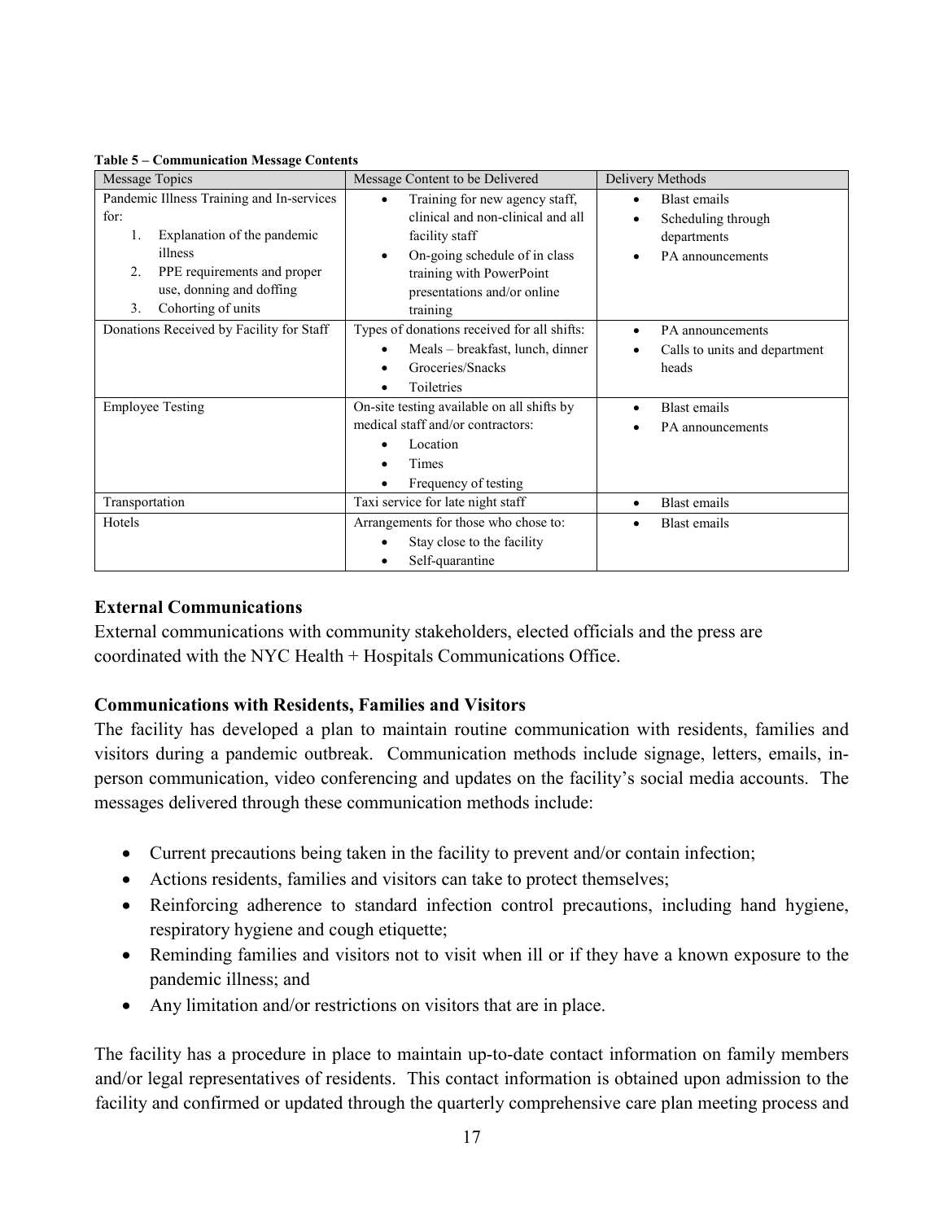**Table 5 – Communication Message Contents**

| Message Topics | Message Content to be Delivered | Delivery Methods |
|---|---|---|
| Pandemic Illness Training and In-services for:<br>1. Explanation of the pandemic illness<br>2. PPE requirements and proper use, donning and doffing<br>3. Cohorting of units | • Training for new agency staff, clinical and non-clinical and all facility staff<br>• On-going schedule of in class training with PowerPoint presentations and/or online training | • Blast emails<br>• Scheduling through departments<br>• PA announcements |
| Donations Received by Facility for Staff | Types of donations received for all shifts:<br>• Meals – breakfast, lunch, dinner<br>• Groceries/Snacks<br>• Toiletries | • PA announcements<br>• Calls to units and department heads |
| Employee Testing | On-site testing available on all shifts by medical staff and/or contractors:<br>• Location<br>• Times<br>• Frequency of testing | • Blast emails<br>• PA announcements |
| Transportation | Taxi service for late night staff | • Blast emails |
| Hotels | Arrangements for those who chose to:<br>• Stay close to the facility<br>• Self-quarantine | • Blast emails |

### External Communications

External communications with community stakeholders, elected officials and the press are coordinated with the NYC Health + Hospitals Communications Office.

### Communications with Residents, Families and Visitors

The facility has developed a plan to maintain routine communication with residents, families and visitors during a pandemic outbreak. Communication methods include signage, letters, emails, in-person communication, video conferencing and updates on the facility's social media accounts. The messages delivered through these communication methods include:

- Current precautions being taken in the facility to prevent and/or contain infection;
- Actions residents, families and visitors can take to protect themselves;
- Reinforcing adherence to standard infection control precautions, including hand hygiene, respiratory hygiene and cough etiquette;
- Reminding families and visitors not to visit when ill or if they have a known exposure to the pandemic illness; and
- Any limitation and/or restrictions on visitors that are in place.

The facility has a procedure in place to maintain up-to-date contact information on family members and/or legal representatives of residents. This contact information is obtained upon admission to the facility and confirmed or updated through the quarterly comprehensive care plan meeting process and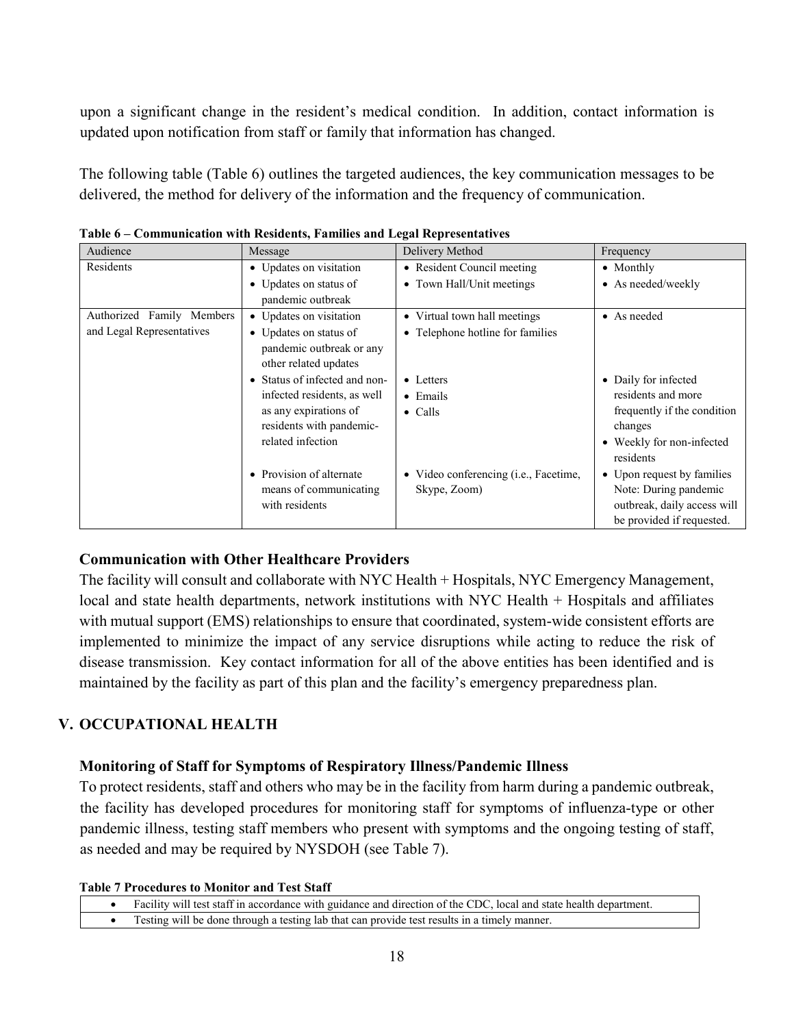upon a significant change in the resident's medical condition. In addition, contact information is updated upon notification from staff or family that information has changed.

The following table (Table 6) outlines the targeted audiences, the key communication messages to be delivered, the method for delivery of the information and the frequency of communication.

**Table 6 – Communication with Residents, Families and Legal Representatives**

| Audience | Message | Delivery Method | Frequency |
|---|---|---|---|
| Residents | • Updates on visitation<br>• Updates on status of pandemic outbreak | • Resident Council meeting<br>• Town Hall/Unit meetings | • Monthly<br>• As needed/weekly |
| Authorized Family Members and Legal Representatives | • Updates on visitation<br>• Updates on status of pandemic outbreak or any other related updates | • Virtual town hall meetings<br>• Telephone hotline for families | • As needed |
| | • Status of infected and non-infected residents, as well as any expirations of residents with pandemic-related infection | • Letters<br>• Emails<br>• Calls | • Daily for infected residents and more frequently if the condition changes<br>• Weekly for non-infected residents |
| | • Provision of alternate means of communicating with residents | • Video conferencing (i.e., Facetime, Skype, Zoom) | • Upon request by families Note: During pandemic outbreak, daily access will be provided if requested. |

### Communication with Other Healthcare Providers

The facility will consult and collaborate with NYC Health + Hospitals, NYC Emergency Management, local and state health departments, network institutions with NYC Health + Hospitals and affiliates with mutual support (EMS) relationships to ensure that coordinated, system-wide consistent efforts are implemented to minimize the impact of any service disruptions while acting to reduce the risk of disease transmission. Key contact information for all of the above entities has been identified and is maintained by the facility as part of this plan and the facility's emergency preparedness plan.

## V. OCCUPATIONAL HEALTH

### Monitoring of Staff for Symptoms of Respiratory Illness/Pandemic Illness

To protect residents, staff and others who may be in the facility from harm during a pandemic outbreak, the facility has developed procedures for monitoring staff for symptoms of influenza-type or other pandemic illness, testing staff members who present with symptoms and the ongoing testing of staff, as needed and may be required by NYSDOH (see Table 7).

**Table 7 Procedures to Monitor and Test Staff**

| |
|---|
| • Facility will test staff in accordance with guidance and direction of the CDC, local and state health department. |
| • Testing will be done through a testing lab that can provide test results in a timely manner. |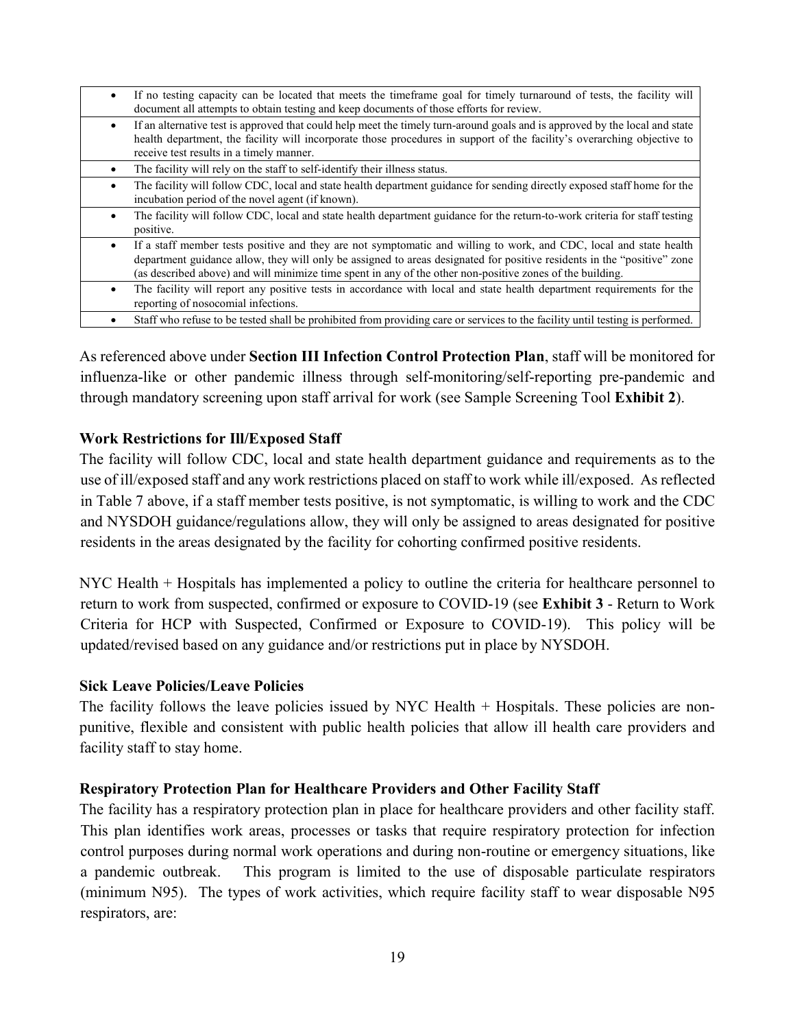| |
|---|
| • If no testing capacity can be located that meets the timeframe goal for timely turnaround of tests, the facility will document all attempts to obtain testing and keep documents of those efforts for review. |
| • If an alternative test is approved that could help meet the timely turn-around goals and is approved by the local and state health department, the facility will incorporate those procedures in support of the facility's overarching objective to receive test results in a timely manner. |
| • The facility will rely on the staff to self-identify their illness status. |
| • The facility will follow CDC, local and state health department guidance for sending directly exposed staff home for the incubation period of the novel agent (if known). |
| • The facility will follow CDC, local and state health department guidance for the return-to-work criteria for staff testing positive. |
| • If a staff member tests positive and they are not symptomatic and willing to work, and CDC, local and state health department guidance allow, they will only be assigned to areas designated for positive residents in the "positive" zone (as described above) and will minimize time spent in any of the other non-positive zones of the building. |
| • The facility will report any positive tests in accordance with local and state health department requirements for the reporting of nosocomial infections. |
| • Staff who refuse to be tested shall be prohibited from providing care or services to the facility until testing is performed. |

As referenced above under **Section III Infection Control Protection Plan**, staff will be monitored for influenza-like or other pandemic illness through self-monitoring/self-reporting pre-pandemic and through mandatory screening upon staff arrival for work (see Sample Screening Tool **Exhibit 2**).

### Work Restrictions for Ill/Exposed Staff

The facility will follow CDC, local and state health department guidance and requirements as to the use of ill/exposed staff and any work restrictions placed on staff to work while ill/exposed. As reflected in Table 7 above, if a staff member tests positive, is not symptomatic, is willing to work and the CDC and NYSDOH guidance/regulations allow, they will only be assigned to areas designated for positive residents in the areas designated by the facility for cohorting confirmed positive residents.

NYC Health + Hospitals has implemented a policy to outline the criteria for healthcare personnel to return to work from suspected, confirmed or exposure to COVID-19 (see **Exhibit 3** - Return to Work Criteria for HCP with Suspected, Confirmed or Exposure to COVID-19). This policy will be updated/revised based on any guidance and/or restrictions put in place by NYSDOH.

### Sick Leave Policies/Leave Policies

The facility follows the leave policies issued by NYC Health + Hospitals. These policies are non-punitive, flexible and consistent with public health policies that allow ill health care providers and facility staff to stay home.

### Respiratory Protection Plan for Healthcare Providers and Other Facility Staff

The facility has a respiratory protection plan in place for healthcare providers and other facility staff. This plan identifies work areas, processes or tasks that require respiratory protection for infection control purposes during normal work operations and during non-routine or emergency situations, like a pandemic outbreak. This program is limited to the use of disposable particulate respirators (minimum N95). The types of work activities, which require facility staff to wear disposable N95 respirators, are: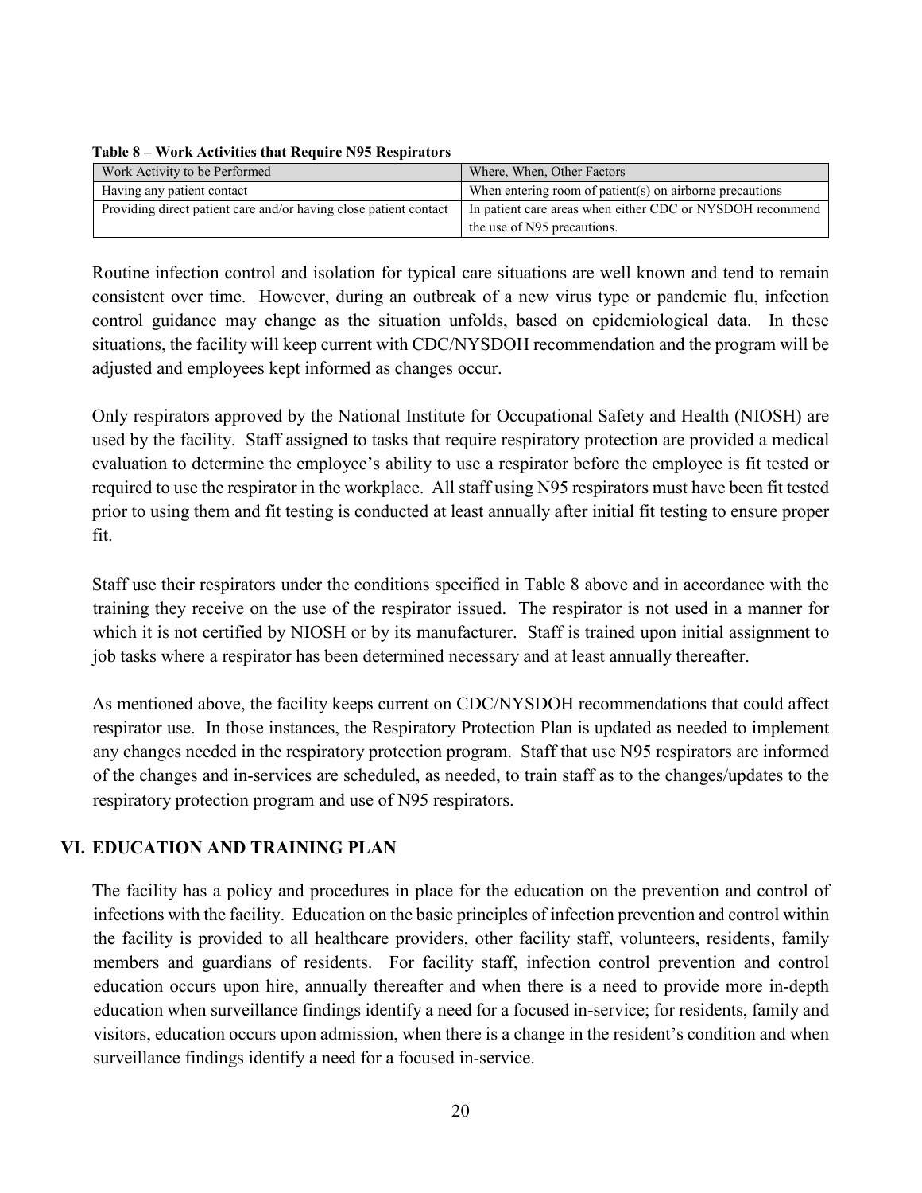**Table 8 – Work Activities that Require N95 Respirators**

| Work Activity to be Performed | Where, When, Other Factors |
|---|---|
| Having any patient contact | When entering room of patient(s) on airborne precautions |
| Providing direct patient care and/or having close patient contact | In patient care areas when either CDC or NYSDOH recommend the use of N95 precautions. |

Routine infection control and isolation for typical care situations are well known and tend to remain consistent over time. However, during an outbreak of a new virus type or pandemic flu, infection control guidance may change as the situation unfolds, based on epidemiological data. In these situations, the facility will keep current with CDC/NYSDOH recommendation and the program will be adjusted and employees kept informed as changes occur.

Only respirators approved by the National Institute for Occupational Safety and Health (NIOSH) are used by the facility. Staff assigned to tasks that require respiratory protection are provided a medical evaluation to determine the employee's ability to use a respirator before the employee is fit tested or required to use the respirator in the workplace. All staff using N95 respirators must have been fit tested prior to using them and fit testing is conducted at least annually after initial fit testing to ensure proper fit.

Staff use their respirators under the conditions specified in Table 8 above and in accordance with the training they receive on the use of the respirator issued. The respirator is not used in a manner for which it is not certified by NIOSH or by its manufacturer. Staff is trained upon initial assignment to job tasks where a respirator has been determined necessary and at least annually thereafter.

As mentioned above, the facility keeps current on CDC/NYSDOH recommendations that could affect respirator use. In those instances, the Respiratory Protection Plan is updated as needed to implement any changes needed in the respiratory protection program. Staff that use N95 respirators are informed of the changes and in-services are scheduled, as needed, to train staff as to the changes/updates to the respiratory protection program and use of N95 respirators.

## VI. EDUCATION AND TRAINING PLAN

The facility has a policy and procedures in place for the education on the prevention and control of infections with the facility. Education on the basic principles of infection prevention and control within the facility is provided to all healthcare providers, other facility staff, volunteers, residents, family members and guardians of residents. For facility staff, infection control prevention and control education occurs upon hire, annually thereafter and when there is a need to provide more in-depth education when surveillance findings identify a need for a focused in-service; for residents, family and visitors, education occurs upon admission, when there is a change in the resident's condition and when surveillance findings identify a need for a focused in-service.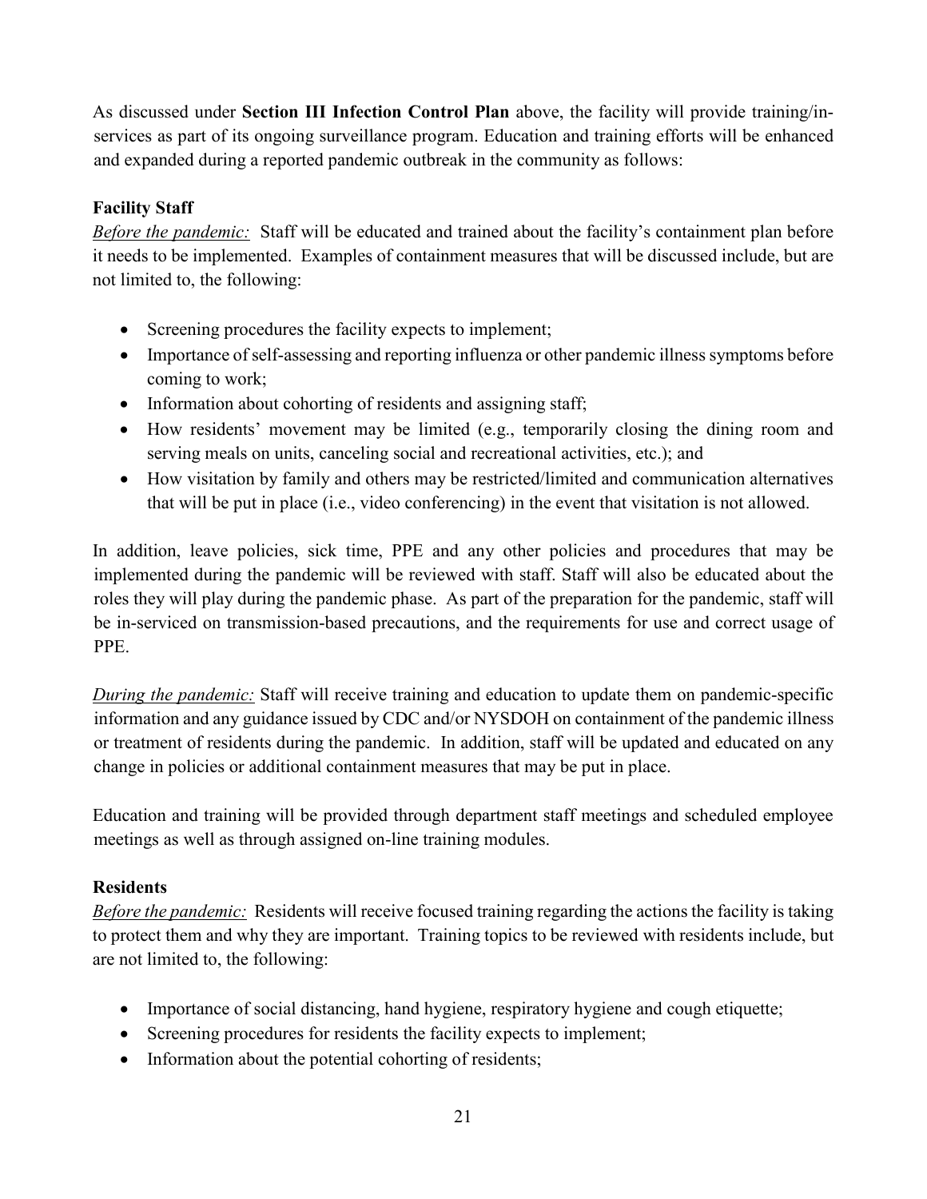As discussed under **Section III Infection Control Plan** above, the facility will provide training/in-services as part of its ongoing surveillance program. Education and training efforts will be enhanced and expanded during a reported pandemic outbreak in the community as follows:

**Facility Staff**

*Before the pandemic:* Staff will be educated and trained about the facility's containment plan before it needs to be implemented. Examples of containment measures that will be discussed include, but are not limited to, the following:

- Screening procedures the facility expects to implement;
- Importance of self-assessing and reporting influenza or other pandemic illness symptoms before coming to work;
- Information about cohorting of residents and assigning staff;
- How residents' movement may be limited (e.g., temporarily closing the dining room and serving meals on units, canceling social and recreational activities, etc.); and
- How visitation by family and others may be restricted/limited and communication alternatives that will be put in place (i.e., video conferencing) in the event that visitation is not allowed.

In addition, leave policies, sick time, PPE and any other policies and procedures that may be implemented during the pandemic will be reviewed with staff. Staff will also be educated about the roles they will play during the pandemic phase. As part of the preparation for the pandemic, staff will be in-serviced on transmission-based precautions, and the requirements for use and correct usage of PPE.

*During the pandemic:* Staff will receive training and education to update them on pandemic-specific information and any guidance issued by CDC and/or NYSDOH on containment of the pandemic illness or treatment of residents during the pandemic. In addition, staff will be updated and educated on any change in policies or additional containment measures that may be put in place.

Education and training will be provided through department staff meetings and scheduled employee meetings as well as through assigned on-line training modules.

**Residents**

*Before the pandemic:* Residents will receive focused training regarding the actions the facility is taking to protect them and why they are important. Training topics to be reviewed with residents include, but are not limited to, the following:

- Importance of social distancing, hand hygiene, respiratory hygiene and cough etiquette;
- Screening procedures for residents the facility expects to implement;
- Information about the potential cohorting of residents;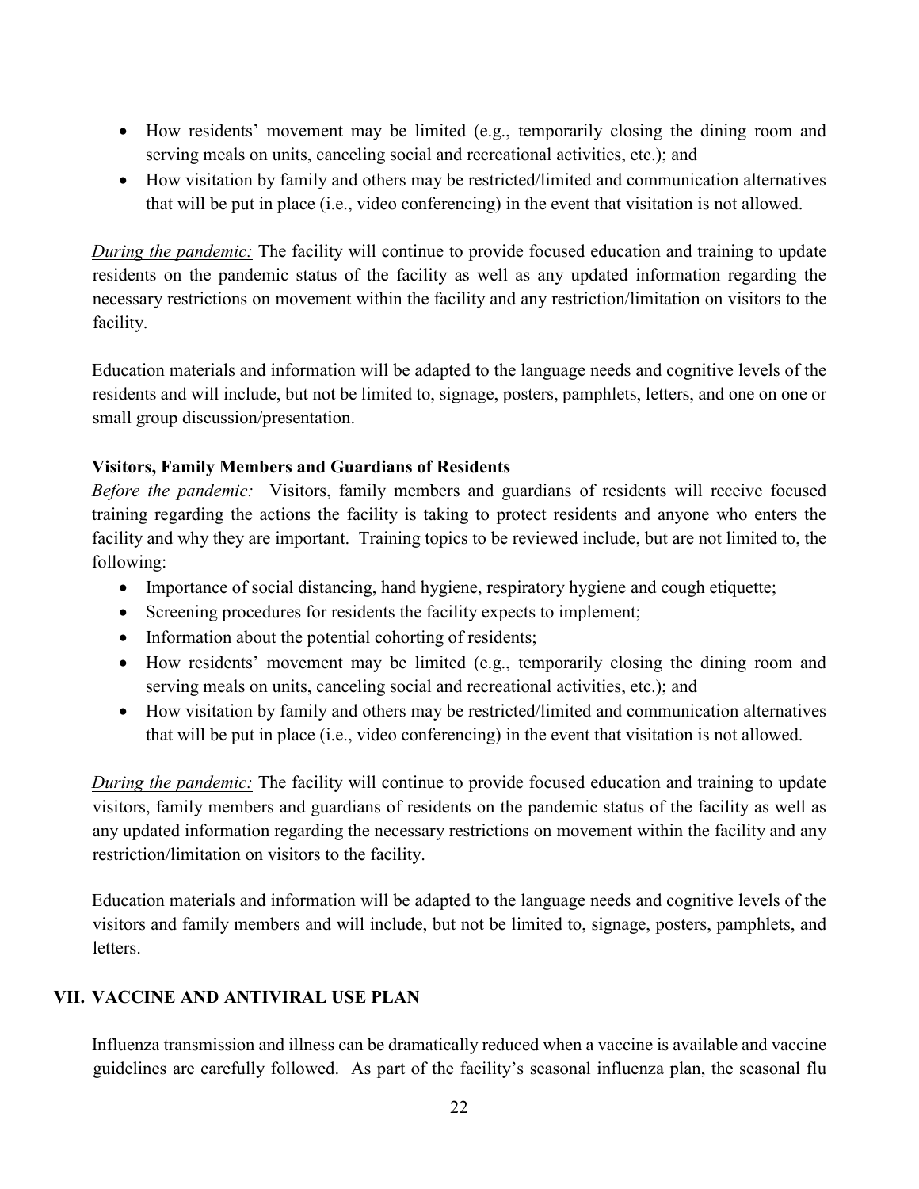- How residents' movement may be limited (e.g., temporarily closing the dining room and serving meals on units, canceling social and recreational activities, etc.); and
- How visitation by family and others may be restricted/limited and communication alternatives that will be put in place (i.e., video conferencing) in the event that visitation is not allowed.

*During the pandemic:* The facility will continue to provide focused education and training to update residents on the pandemic status of the facility as well as any updated information regarding the necessary restrictions on movement within the facility and any restriction/limitation on visitors to the facility.

Education materials and information will be adapted to the language needs and cognitive levels of the residents and will include, but not be limited to, signage, posters, pamphlets, letters, and one on one or small group discussion/presentation.

**Visitors, Family Members and Guardians of Residents**

*Before the pandemic:* Visitors, family members and guardians of residents will receive focused training regarding the actions the facility is taking to protect residents and anyone who enters the facility and why they are important. Training topics to be reviewed include, but are not limited to, the following:

- Importance of social distancing, hand hygiene, respiratory hygiene and cough etiquette;
- Screening procedures for residents the facility expects to implement;
- Information about the potential cohorting of residents;
- How residents' movement may be limited (e.g., temporarily closing the dining room and serving meals on units, canceling social and recreational activities, etc.); and
- How visitation by family and others may be restricted/limited and communication alternatives that will be put in place (i.e., video conferencing) in the event that visitation is not allowed.

*During the pandemic:* The facility will continue to provide focused education and training to update visitors, family members and guardians of residents on the pandemic status of the facility as well as any updated information regarding the necessary restrictions on movement within the facility and any restriction/limitation on visitors to the facility.

Education materials and information will be adapted to the language needs and cognitive levels of the visitors and family members and will include, but not be limited to, signage, posters, pamphlets, and letters.

## VII. VACCINE AND ANTIVIRAL USE PLAN

Influenza transmission and illness can be dramatically reduced when a vaccine is available and vaccine guidelines are carefully followed. As part of the facility's seasonal influenza plan, the seasonal flu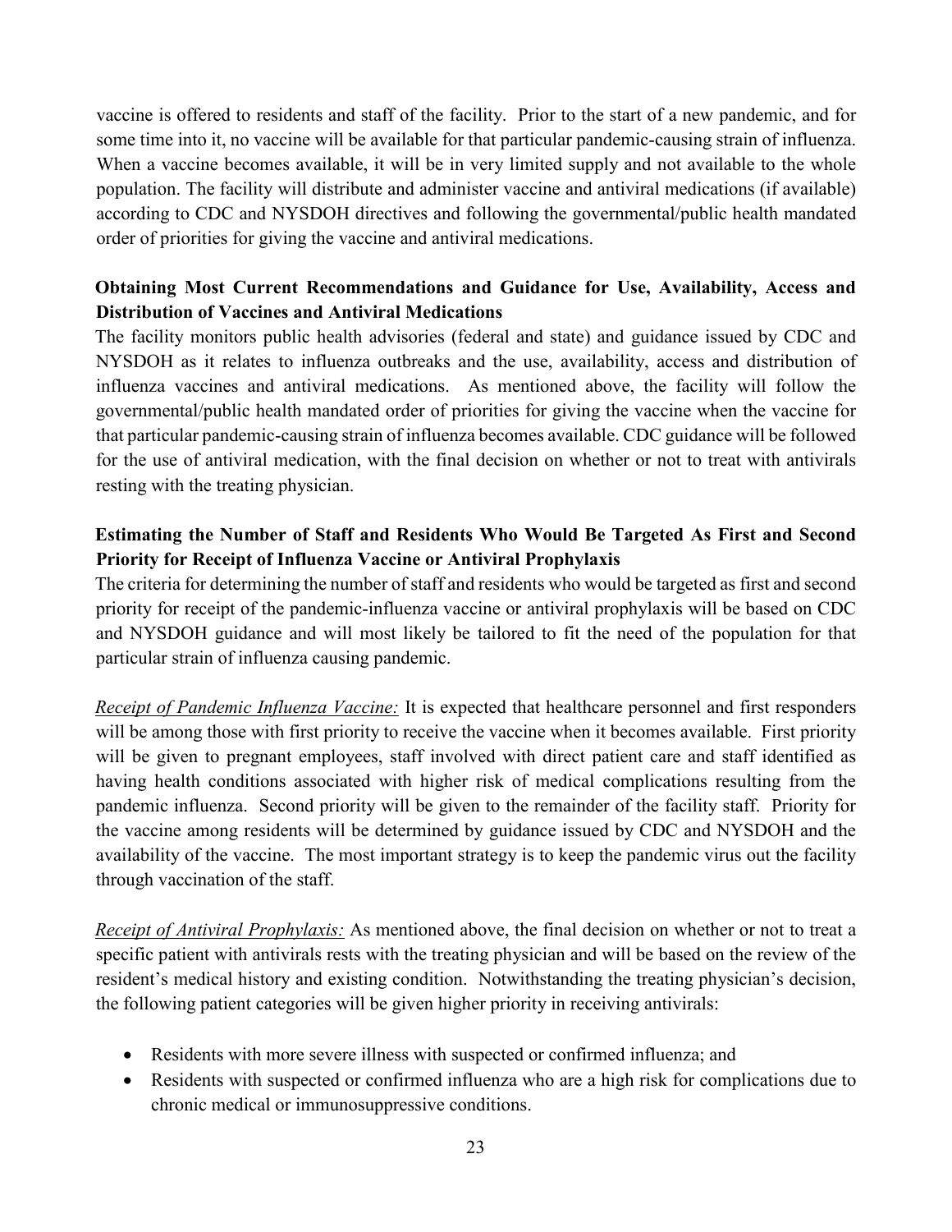vaccine is offered to residents and staff of the facility. Prior to the start of a new pandemic, and for some time into it, no vaccine will be available for that particular pandemic-causing strain of influenza. When a vaccine becomes available, it will be in very limited supply and not available to the whole population. The facility will distribute and administer vaccine and antiviral medications (if available) according to CDC and NYSDOH directives and following the governmental/public health mandated order of priorities for giving the vaccine and antiviral medications.

**Obtaining Most Current Recommendations and Guidance for Use, Availability, Access and Distribution of Vaccines and Antiviral Medications**

The facility monitors public health advisories (federal and state) and guidance issued by CDC and NYSDOH as it relates to influenza outbreaks and the use, availability, access and distribution of influenza vaccines and antiviral medications. As mentioned above, the facility will follow the governmental/public health mandated order of priorities for giving the vaccine when the vaccine for that particular pandemic-causing strain of influenza becomes available. CDC guidance will be followed for the use of antiviral medication, with the final decision on whether or not to treat with antivirals resting with the treating physician.

**Estimating the Number of Staff and Residents Who Would Be Targeted As First and Second Priority for Receipt of Influenza Vaccine or Antiviral Prophylaxis**

The criteria for determining the number of staff and residents who would be targeted as first and second priority for receipt of the pandemic-influenza vaccine or antiviral prophylaxis will be based on CDC and NYSDOH guidance and will most likely be tailored to fit the need of the population for that particular strain of influenza causing pandemic.

*Receipt of Pandemic Influenza Vaccine:* It is expected that healthcare personnel and first responders will be among those with first priority to receive the vaccine when it becomes available. First priority will be given to pregnant employees, staff involved with direct patient care and staff identified as having health conditions associated with higher risk of medical complications resulting from the pandemic influenza. Second priority will be given to the remainder of the facility staff. Priority for the vaccine among residents will be determined by guidance issued by CDC and NYSDOH and the availability of the vaccine. The most important strategy is to keep the pandemic virus out the facility through vaccination of the staff.

*Receipt of Antiviral Prophylaxis:* As mentioned above, the final decision on whether or not to treat a specific patient with antivirals rests with the treating physician and will be based on the review of the resident's medical history and existing condition. Notwithstanding the treating physician's decision, the following patient categories will be given higher priority in receiving antivirals:

- Residents with more severe illness with suspected or confirmed influenza; and
- Residents with suspected or confirmed influenza who are a high risk for complications due to chronic medical or immunosuppressive conditions.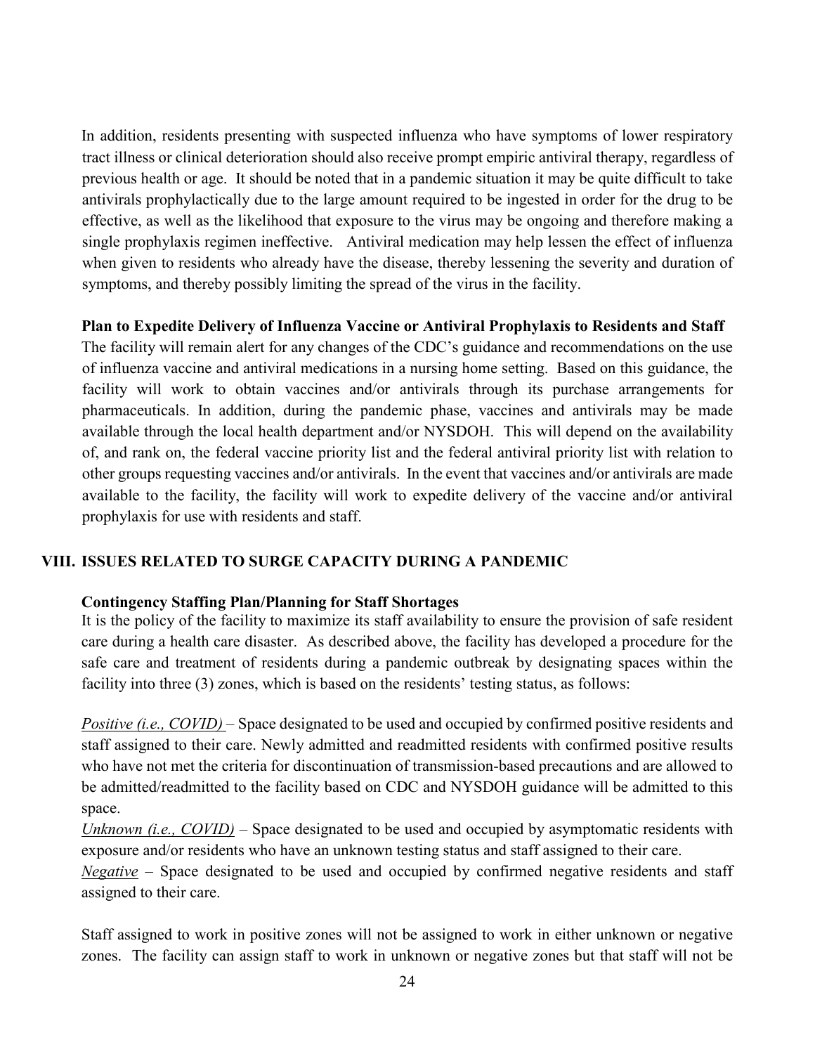In addition, residents presenting with suspected influenza who have symptoms of lower respiratory tract illness or clinical deterioration should also receive prompt empiric antiviral therapy, regardless of previous health or age. It should be noted that in a pandemic situation it may be quite difficult to take antivirals prophylactically due to the large amount required to be ingested in order for the drug to be effective, as well as the likelihood that exposure to the virus may be ongoing and therefore making a single prophylaxis regimen ineffective. Antiviral medication may help lessen the effect of influenza when given to residents who already have the disease, thereby lessening the severity and duration of symptoms, and thereby possibly limiting the spread of the virus in the facility.

**Plan to Expedite Delivery of Influenza Vaccine or Antiviral Prophylaxis to Residents and Staff**

The facility will remain alert for any changes of the CDC's guidance and recommendations on the use of influenza vaccine and antiviral medications in a nursing home setting. Based on this guidance, the facility will work to obtain vaccines and/or antivirals through its purchase arrangements for pharmaceuticals. In addition, during the pandemic phase, vaccines and antivirals may be made available through the local health department and/or NYSDOH. This will depend on the availability of, and rank on, the federal vaccine priority list and the federal antiviral priority list with relation to other groups requesting vaccines and/or antivirals. In the event that vaccines and/or antivirals are made available to the facility, the facility will work to expedite delivery of the vaccine and/or antiviral prophylaxis for use with residents and staff.

## VIII. ISSUES RELATED TO SURGE CAPACITY DURING A PANDEMIC

**Contingency Staffing Plan/Planning for Staff Shortages**

It is the policy of the facility to maximize its staff availability to ensure the provision of safe resident care during a health care disaster. As described above, the facility has developed a procedure for the safe care and treatment of residents during a pandemic outbreak by designating spaces within the facility into three (3) zones, which is based on the residents' testing status, as follows:

*Positive (i.e., COVID)* – Space designated to be used and occupied by confirmed positive residents and staff assigned to their care. Newly admitted and readmitted residents with confirmed positive results who have not met the criteria for discontinuation of transmission-based precautions and are allowed to be admitted/readmitted to the facility based on CDC and NYSDOH guidance will be admitted to this space.

*Unknown (i.e., COVID)* – Space designated to be used and occupied by asymptomatic residents with exposure and/or residents who have an unknown testing status and staff assigned to their care.

*Negative* – Space designated to be used and occupied by confirmed negative residents and staff assigned to their care.

Staff assigned to work in positive zones will not be assigned to work in either unknown or negative zones. The facility can assign staff to work in unknown or negative zones but that staff will not be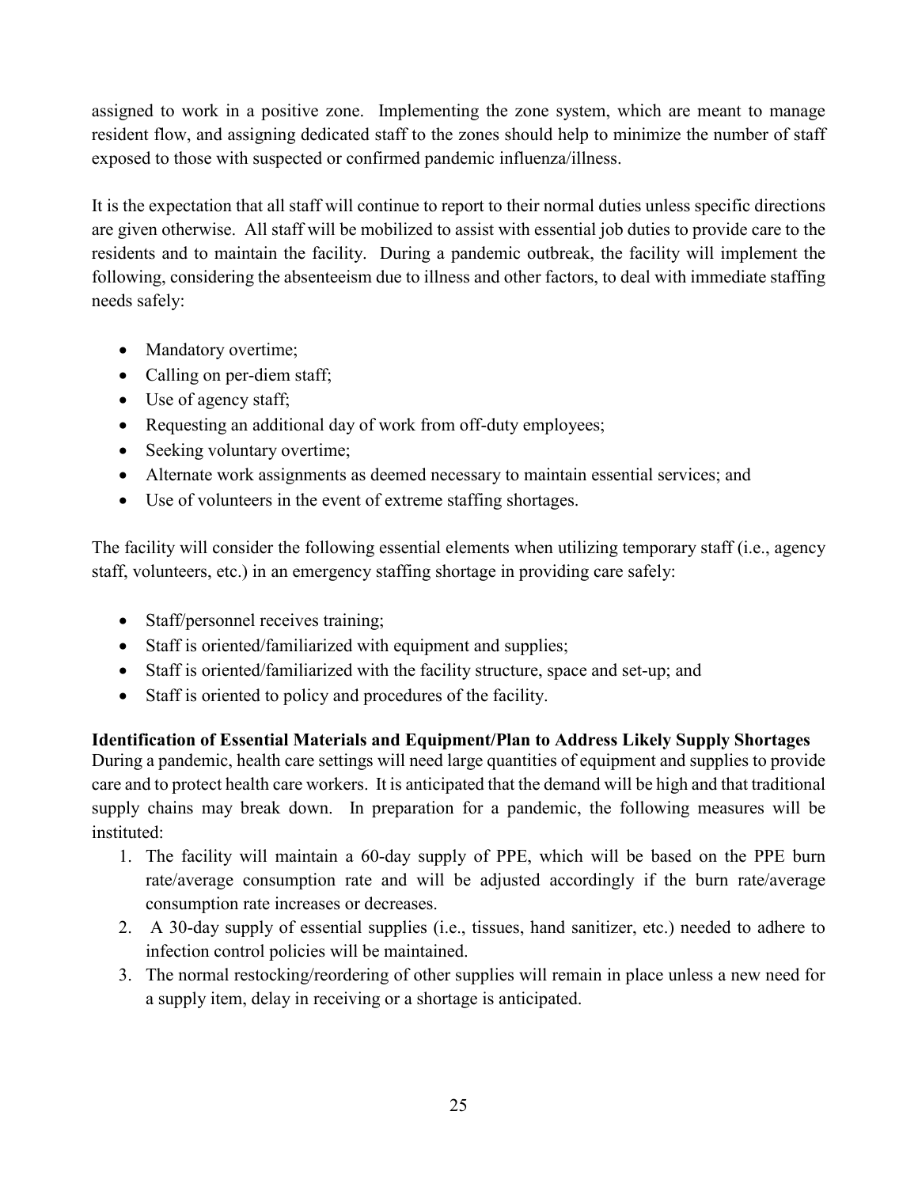assigned to work in a positive zone. Implementing the zone system, which are meant to manage resident flow, and assigning dedicated staff to the zones should help to minimize the number of staff exposed to those with suspected or confirmed pandemic influenza/illness.

It is the expectation that all staff will continue to report to their normal duties unless specific directions are given otherwise. All staff will be mobilized to assist with essential job duties to provide care to the residents and to maintain the facility. During a pandemic outbreak, the facility will implement the following, considering the absenteeism due to illness and other factors, to deal with immediate staffing needs safely:

- Mandatory overtime;
- Calling on per-diem staff;
- Use of agency staff;
- Requesting an additional day of work from off-duty employees;
- Seeking voluntary overtime;
- Alternate work assignments as deemed necessary to maintain essential services; and
- Use of volunteers in the event of extreme staffing shortages.

The facility will consider the following essential elements when utilizing temporary staff (i.e., agency staff, volunteers, etc.) in an emergency staffing shortage in providing care safely:

- Staff/personnel receives training;
- Staff is oriented/familiarized with equipment and supplies;
- Staff is oriented/familiarized with the facility structure, space and set-up; and
- Staff is oriented to policy and procedures of the facility.

**Identification of Essential Materials and Equipment/Plan to Address Likely Supply Shortages**

During a pandemic, health care settings will need large quantities of equipment and supplies to provide care and to protect health care workers. It is anticipated that the demand will be high and that traditional supply chains may break down. In preparation for a pandemic, the following measures will be instituted:

1. The facility will maintain a 60-day supply of PPE, which will be based on the PPE burn rate/average consumption rate and will be adjusted accordingly if the burn rate/average consumption rate increases or decreases.
2. A 30-day supply of essential supplies (i.e., tissues, hand sanitizer, etc.) needed to adhere to infection control policies will be maintained.
3. The normal restocking/reordering of other supplies will remain in place unless a new need for a supply item, delay in receiving or a shortage is anticipated.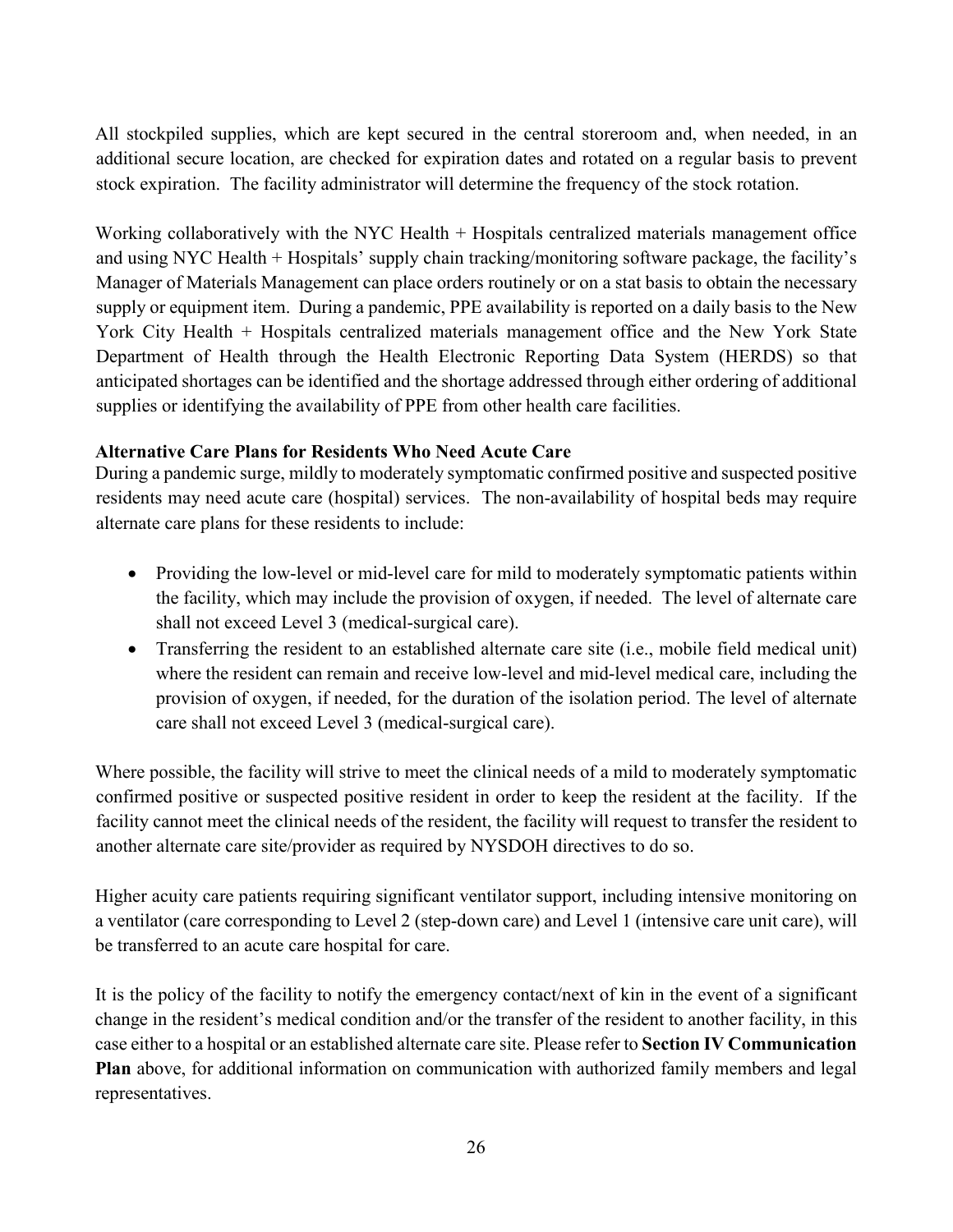All stockpiled supplies, which are kept secured in the central storeroom and, when needed, in an additional secure location, are checked for expiration dates and rotated on a regular basis to prevent stock expiration. The facility administrator will determine the frequency of the stock rotation.

Working collaboratively with the NYC Health + Hospitals centralized materials management office and using NYC Health + Hospitals' supply chain tracking/monitoring software package, the facility's Manager of Materials Management can place orders routinely or on a stat basis to obtain the necessary supply or equipment item. During a pandemic, PPE availability is reported on a daily basis to the New York City Health + Hospitals centralized materials management office and the New York State Department of Health through the Health Electronic Reporting Data System (HERDS) so that anticipated shortages can be identified and the shortage addressed through either ordering of additional supplies or identifying the availability of PPE from other health care facilities.

**Alternative Care Plans for Residents Who Need Acute Care**

During a pandemic surge, mildly to moderately symptomatic confirmed positive and suspected positive residents may need acute care (hospital) services. The non-availability of hospital beds may require alternate care plans for these residents to include:

- Providing the low-level or mid-level care for mild to moderately symptomatic patients within the facility, which may include the provision of oxygen, if needed. The level of alternate care shall not exceed Level 3 (medical-surgical care).
- Transferring the resident to an established alternate care site (i.e., mobile field medical unit) where the resident can remain and receive low-level and mid-level medical care, including the provision of oxygen, if needed, for the duration of the isolation period. The level of alternate care shall not exceed Level 3 (medical-surgical care).

Where possible, the facility will strive to meet the clinical needs of a mild to moderately symptomatic confirmed positive or suspected positive resident in order to keep the resident at the facility. If the facility cannot meet the clinical needs of the resident, the facility will request to transfer the resident to another alternate care site/provider as required by NYSDOH directives to do so.

Higher acuity care patients requiring significant ventilator support, including intensive monitoring on a ventilator (care corresponding to Level 2 (step-down care) and Level 1 (intensive care unit care), will be transferred to an acute care hospital for care.

It is the policy of the facility to notify the emergency contact/next of kin in the event of a significant change in the resident's medical condition and/or the transfer of the resident to another facility, in this case either to a hospital or an established alternate care site. Please refer to **Section IV Communication Plan** above, for additional information on communication with authorized family members and legal representatives.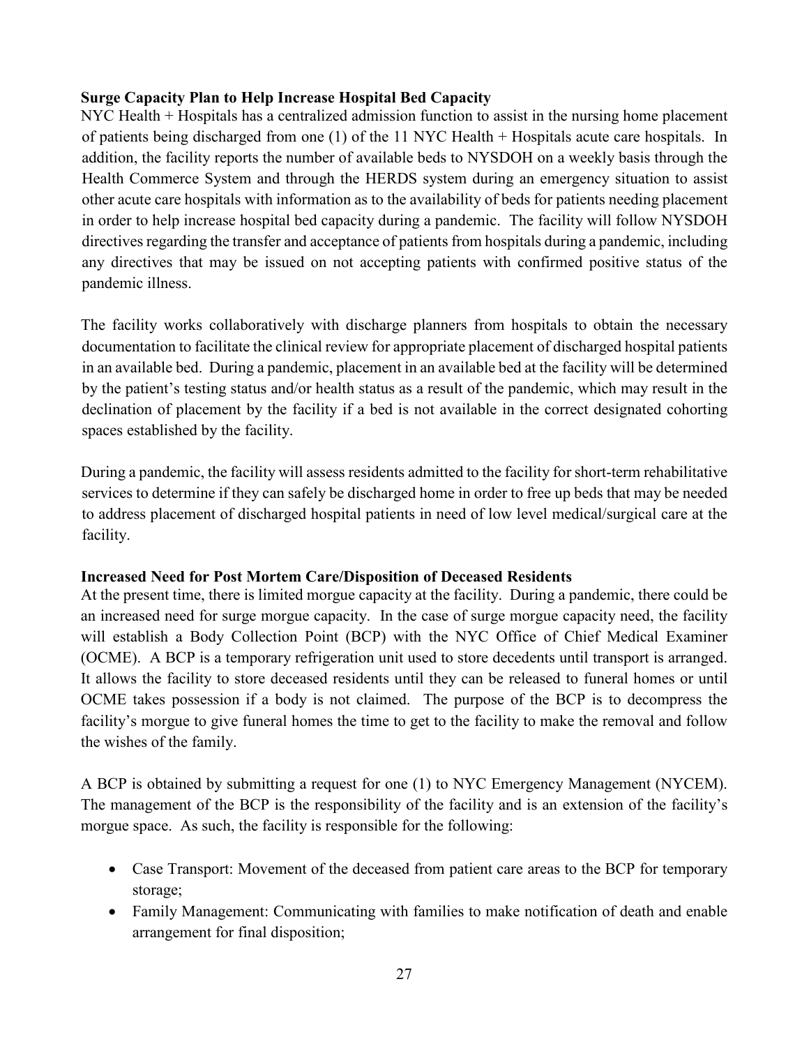**Surge Capacity Plan to Help Increase Hospital Bed Capacity**

NYC Health + Hospitals has a centralized admission function to assist in the nursing home placement of patients being discharged from one (1) of the 11 NYC Health + Hospitals acute care hospitals. In addition, the facility reports the number of available beds to NYSDOH on a weekly basis through the Health Commerce System and through the HERDS system during an emergency situation to assist other acute care hospitals with information as to the availability of beds for patients needing placement in order to help increase hospital bed capacity during a pandemic. The facility will follow NYSDOH directives regarding the transfer and acceptance of patients from hospitals during a pandemic, including any directives that may be issued on not accepting patients with confirmed positive status of the pandemic illness.

The facility works collaboratively with discharge planners from hospitals to obtain the necessary documentation to facilitate the clinical review for appropriate placement of discharged hospital patients in an available bed. During a pandemic, placement in an available bed at the facility will be determined by the patient's testing status and/or health status as a result of the pandemic, which may result in the declination of placement by the facility if a bed is not available in the correct designated cohorting spaces established by the facility.

During a pandemic, the facility will assess residents admitted to the facility for short-term rehabilitative services to determine if they can safely be discharged home in order to free up beds that may be needed to address placement of discharged hospital patients in need of low level medical/surgical care at the facility.

**Increased Need for Post Mortem Care/Disposition of Deceased Residents**

At the present time, there is limited morgue capacity at the facility. During a pandemic, there could be an increased need for surge morgue capacity. In the case of surge morgue capacity need, the facility will establish a Body Collection Point (BCP) with the NYC Office of Chief Medical Examiner (OCME). A BCP is a temporary refrigeration unit used to store decedents until transport is arranged. It allows the facility to store deceased residents until they can be released to funeral homes or until OCME takes possession if a body is not claimed. The purpose of the BCP is to decompress the facility's morgue to give funeral homes the time to get to the facility to make the removal and follow the wishes of the family.

A BCP is obtained by submitting a request for one (1) to NYC Emergency Management (NYCEM). The management of the BCP is the responsibility of the facility and is an extension of the facility's morgue space. As such, the facility is responsible for the following:

- Case Transport: Movement of the deceased from patient care areas to the BCP for temporary storage;
- Family Management: Communicating with families to make notification of death and enable arrangement for final disposition;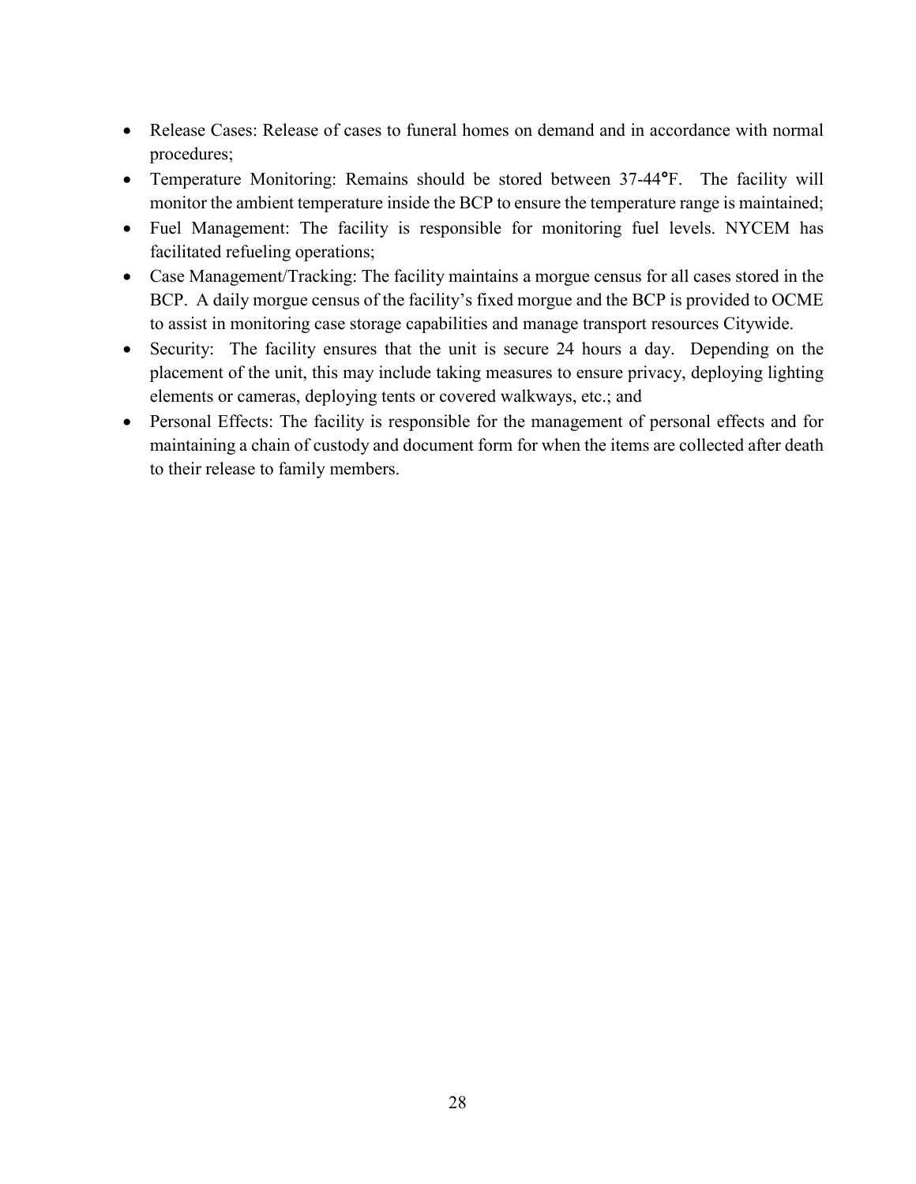- Release Cases: Release of cases to funeral homes on demand and in accordance with normal procedures;
- Temperature Monitoring: Remains should be stored between 37-44°F. The facility will monitor the ambient temperature inside the BCP to ensure the temperature range is maintained;
- Fuel Management: The facility is responsible for monitoring fuel levels. NYCEM has facilitated refueling operations;
- Case Management/Tracking: The facility maintains a morgue census for all cases stored in the BCP. A daily morgue census of the facility's fixed morgue and the BCP is provided to OCME to assist in monitoring case storage capabilities and manage transport resources Citywide.
- Security: The facility ensures that the unit is secure 24 hours a day. Depending on the placement of the unit, this may include taking measures to ensure privacy, deploying lighting elements or cameras, deploying tents or covered walkways, etc.; and
- Personal Effects: The facility is responsible for the management of personal effects and for maintaining a chain of custody and document form for when the items are collected after death to their release to family members.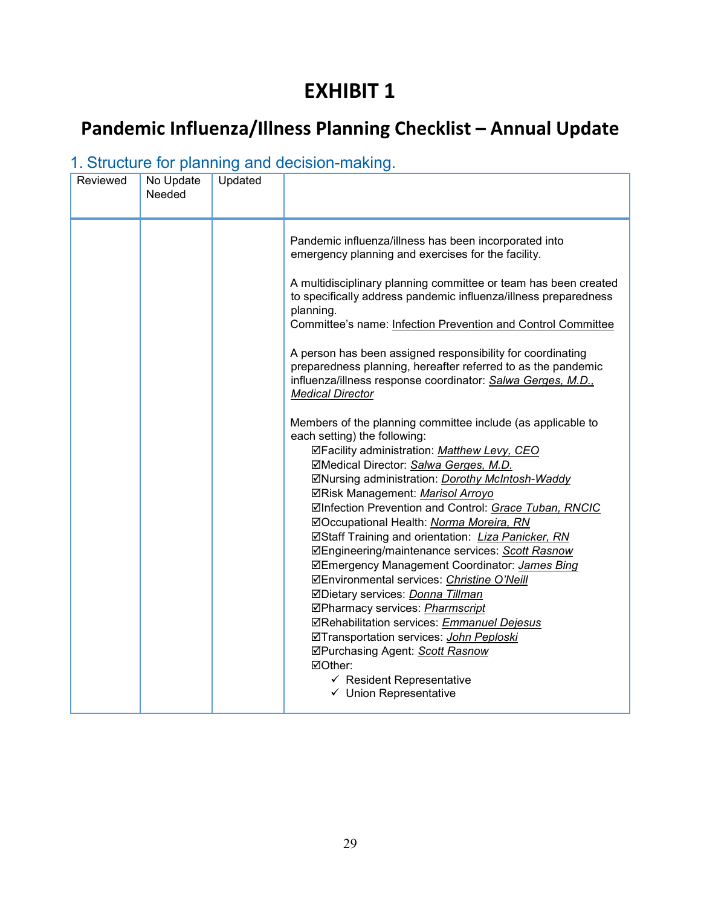# EXHIBIT 1

## Pandemic Influenza/Illness Planning Checklist – Annual Update

### 1. Structure for planning and decision-making.

| Reviewed | No Update Needed | Updated | |
|---|---|---|---|
| | | | Pandemic influenza/illness has been incorporated into emergency planning and exercises for the facility.<br><br>A multidisciplinary planning committee or team has been created to specifically address pandemic influenza/illness preparedness planning.<br>Committee's name: Infection Prevention and Control Committee<br><br>A person has been assigned responsibility for coordinating preparedness planning, hereafter referred to as the pandemic influenza/illness response coordinator: *Salwa Gerges, M.D., Medical Director*<br><br>Members of the planning committee include (as applicable to each setting) the following:<br>☑Facility administration: *Matthew Levy, CEO*<br>☑Medical Director: *Salwa Gerges, M.D.*<br>☑Nursing administration: *Dorothy McIntosh-Waddy*<br>☑Risk Management: *Marisol Arroyo*<br>☑Infection Prevention and Control: *Grace Tuban, RNCIC*<br>☑Occupational Health: *Norma Moreira, RN*<br>☑Staff Training and orientation: *Liza Panicker, RN*<br>☑Engineering/maintenance services: *Scott Rasnow*<br>☑Emergency Management Coordinator: *James Bing*<br>☑Environmental services: *Christine O'Neill*<br>☑Dietary services: *Donna Tillman*<br>☑Pharmacy services: *Pharmscript*<br>☑Rehabilitation services: *Emmanuel Dejesus*<br>☑Transportation services: *John Peploski*<br>☑Purchasing Agent: *Scott Rasnow*<br>☑Other:<br>✓ Resident Representative<br>✓ Union Representative |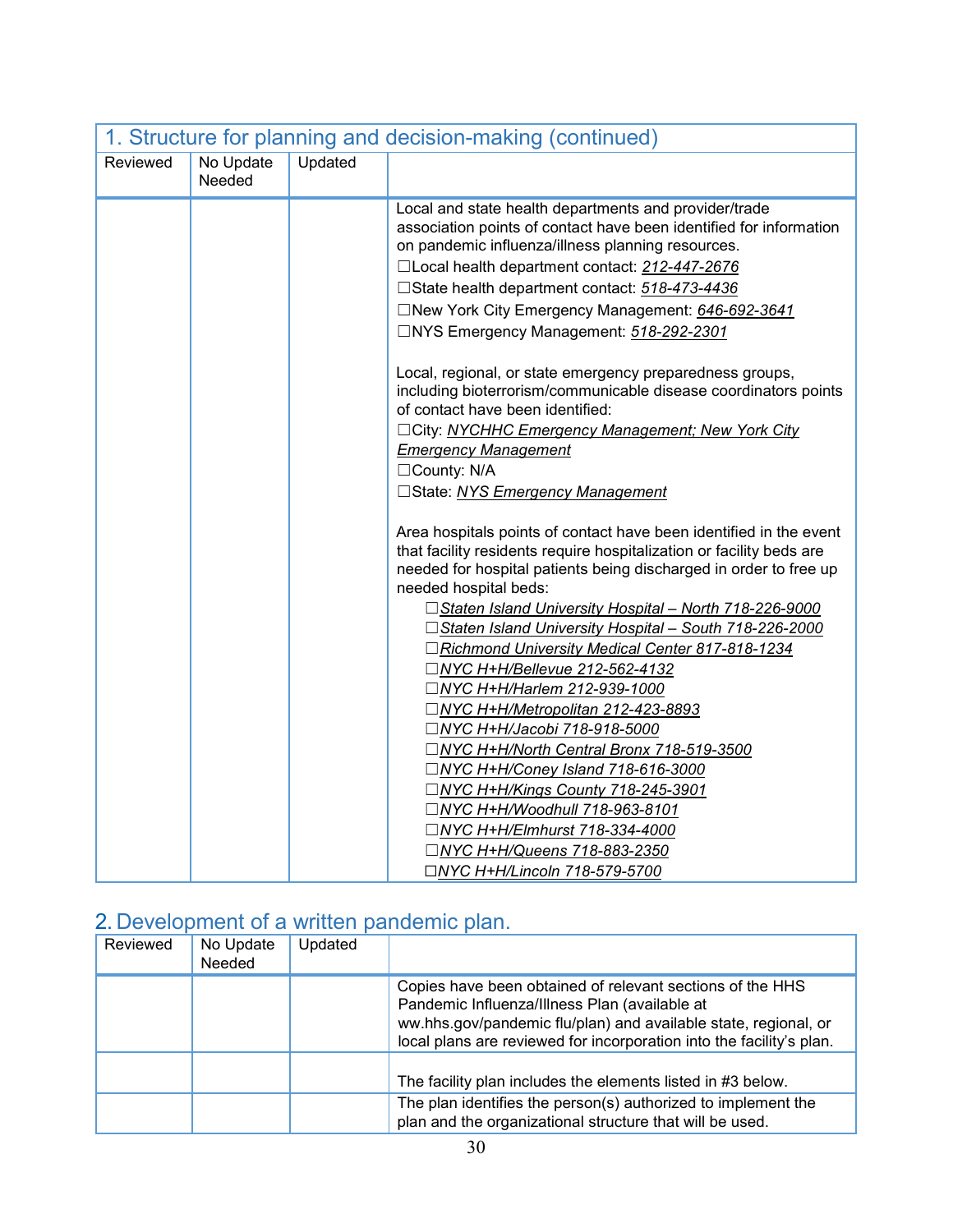| 1. Structure for planning and decision-making (continued) | | | |
|---|---|---|---|
| Reviewed | No Update Needed | Updated | |
| | | | Local and state health departments and provider/trade association points of contact have been identified for information on pandemic influenza/illness planning resources.<br>☐Local health department contact: *212-447-2676*<br>☐State health department contact: *518-473-4436*<br>☐New York City Emergency Management: *646-692-3641*<br>☐NYS Emergency Management: *518-292-2301*<br><br>Local, regional, or state emergency preparedness groups, including bioterrorism/communicable disease coordinators points of contact have been identified:<br>☐City: *NYCHHC Emergency Management; New York City Emergency Management*<br>☐County: N/A<br>☐State: *NYS Emergency Management*<br><br>Area hospitals points of contact have been identified in the event that facility residents require hospitalization or facility beds are needed for hospital patients being discharged in order to free up needed hospital beds:<br>☐*Staten Island University Hospital – North 718-226-9000*<br>☐*Staten Island University Hospital – South 718-226-2000*<br>☐*Richmond University Medical Center 817-818-1234*<br>☐*NYC H+H/Bellevue 212-562-4132*<br>☐*NYC H+H/Harlem 212-939-1000*<br>☐*NYC H+H/Metropolitan 212-423-8893*<br>☐*NYC H+H/Jacobi 718-918-5000*<br>☐*NYC H+H/North Central Bronx 718-519-3500*<br>☐*NYC H+H/Coney Island 718-616-3000*<br>☐*NYC H+H/Kings County 718-245-3901*<br>☐*NYC H+H/Woodhull 718-963-8101*<br>☐*NYC H+H/Elmhurst 718-334-4000*<br>☐*NYC H+H/Queens 718-883-2350*<br>☐*NYC H+H/Lincoln 718-579-5700* |

## 2. Development of a written pandemic plan.

| Reviewed | No Update Needed | Updated | |
|---|---|---|---|
| | | | Copies have been obtained of relevant sections of the HHS Pandemic Influenza/Illness Plan (available at ww.hhs.gov/pandemic flu/plan) and available state, regional, or local plans are reviewed for incorporation into the facility's plan. |
| | | | The facility plan includes the elements listed in #3 below. |
| | | | The plan identifies the person(s) authorized to implement the plan and the organizational structure that will be used. |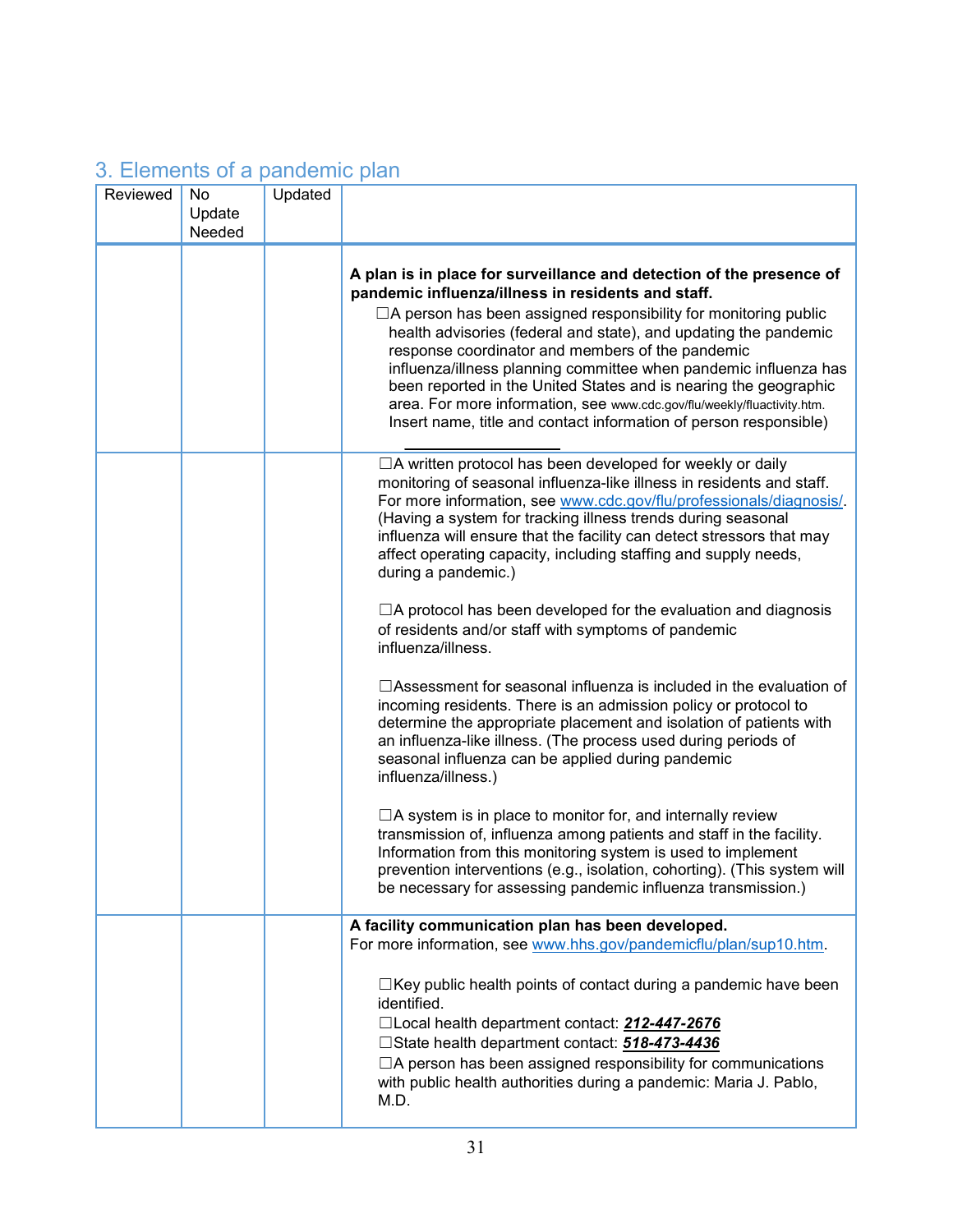## 3. Elements of a pandemic plan

| Reviewed | No Update Needed | Updated | |
|---|---|---|---|
| | | | **A plan is in place for surveillance and detection of the presence of pandemic influenza/illness in residents and staff.**<br>☐A person has been assigned responsibility for monitoring public health advisories (federal and state), and updating the pandemic response coordinator and members of the pandemic influenza/illness planning committee when pandemic influenza has been reported in the United States and is nearing the geographic area. For more information, see www.cdc.gov/flu/weekly/fluactivity.htm. Insert name, title and contact information of person responsible) ________________ |
| | | | ☐A written protocol has been developed for weekly or daily monitoring of seasonal influenza-like illness in residents and staff. For more information, see www.cdc.gov/flu/professionals/diagnosis/. (Having a system for tracking illness trends during seasonal influenza will ensure that the facility can detect stressors that may affect operating capacity, including staffing and supply needs, during a pandemic.)<br><br>☐A protocol has been developed for the evaluation and diagnosis of residents and/or staff with symptoms of pandemic influenza/illness.<br><br>☐Assessment for seasonal influenza is included in the evaluation of incoming residents. There is an admission policy or protocol to determine the appropriate placement and isolation of patients with an influenza-like illness. (The process used during periods of seasonal influenza can be applied during pandemic influenza/illness.)<br><br>☐A system is in place to monitor for, and internally review transmission of, influenza among patients and staff in the facility. Information from this monitoring system is used to implement prevention interventions (e.g., isolation, cohorting). (This system will be necessary for assessing pandemic influenza transmission.) |
| | | | **A facility communication plan has been developed.**<br>For more information, see www.hhs.gov/pandemicflu/plan/sup10.htm.<br><br>☐Key public health points of contact during a pandemic have been identified.<br>☐Local health department contact: ***212-447-2676***<br>☐State health department contact: ***518-473-4436***<br>☐A person has been assigned responsibility for communications with public health authorities during a pandemic: Maria J. Pablo, M.D. |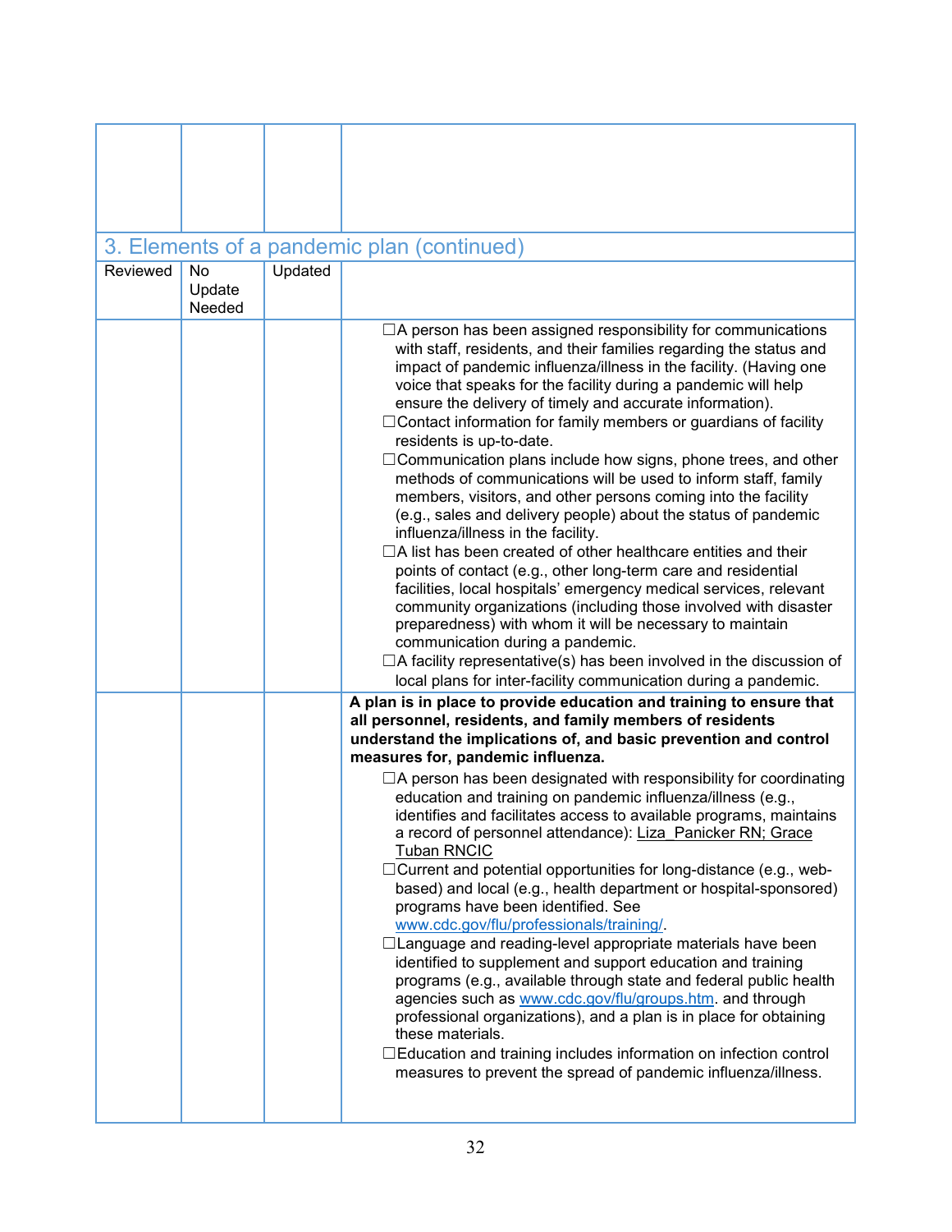| | | | |
|---|---|---|---|
| | | | |

### 3. Elements of a pandemic plan (continued)

| Reviewed | No Update Needed | Updated | |
|---|---|---|---|
| | | | ☐A person has been assigned responsibility for communications with staff, residents, and their families regarding the status and impact of pandemic influenza/illness in the facility. (Having one voice that speaks for the facility during a pandemic will help ensure the delivery of timely and accurate information).<br>☐Contact information for family members or guardians of facility residents is up-to-date.<br>☐Communication plans include how signs, phone trees, and other methods of communications will be used to inform staff, family members, visitors, and other persons coming into the facility (e.g., sales and delivery people) about the status of pandemic influenza/illness in the facility.<br>☐A list has been created of other healthcare entities and their points of contact (e.g., other long-term care and residential facilities, local hospitals' emergency medical services, relevant community organizations (including those involved with disaster preparedness) with whom it will be necessary to maintain communication during a pandemic.<br>☐A facility representative(s) has been involved in the discussion of local plans for inter-facility communication during a pandemic. |
| | | | **A plan is in place to provide education and training to ensure that all personnel, residents, and family members of residents understand the implications of, and basic prevention and control measures for, pandemic influenza.**<br>☐A person has been designated with responsibility for coordinating education and training on pandemic influenza/illness (e.g., identifies and facilitates access to available programs, maintains a record of personnel attendance): <u>Liza_Panicker RN; Grace Tuban RNCIC</u><br>☐Current and potential opportunities for long-distance (e.g., web-based) and local (e.g., health department or hospital-sponsored) programs have been identified. See www.cdc.gov/flu/professionals/training/.<br>☐Language and reading-level appropriate materials have been identified to supplement and support education and training programs (e.g., available through state and federal public health agencies such as www.cdc.gov/flu/groups.htm. and through professional organizations), and a plan is in place for obtaining these materials.<br>☐Education and training includes information on infection control measures to prevent the spread of pandemic influenza/illness. |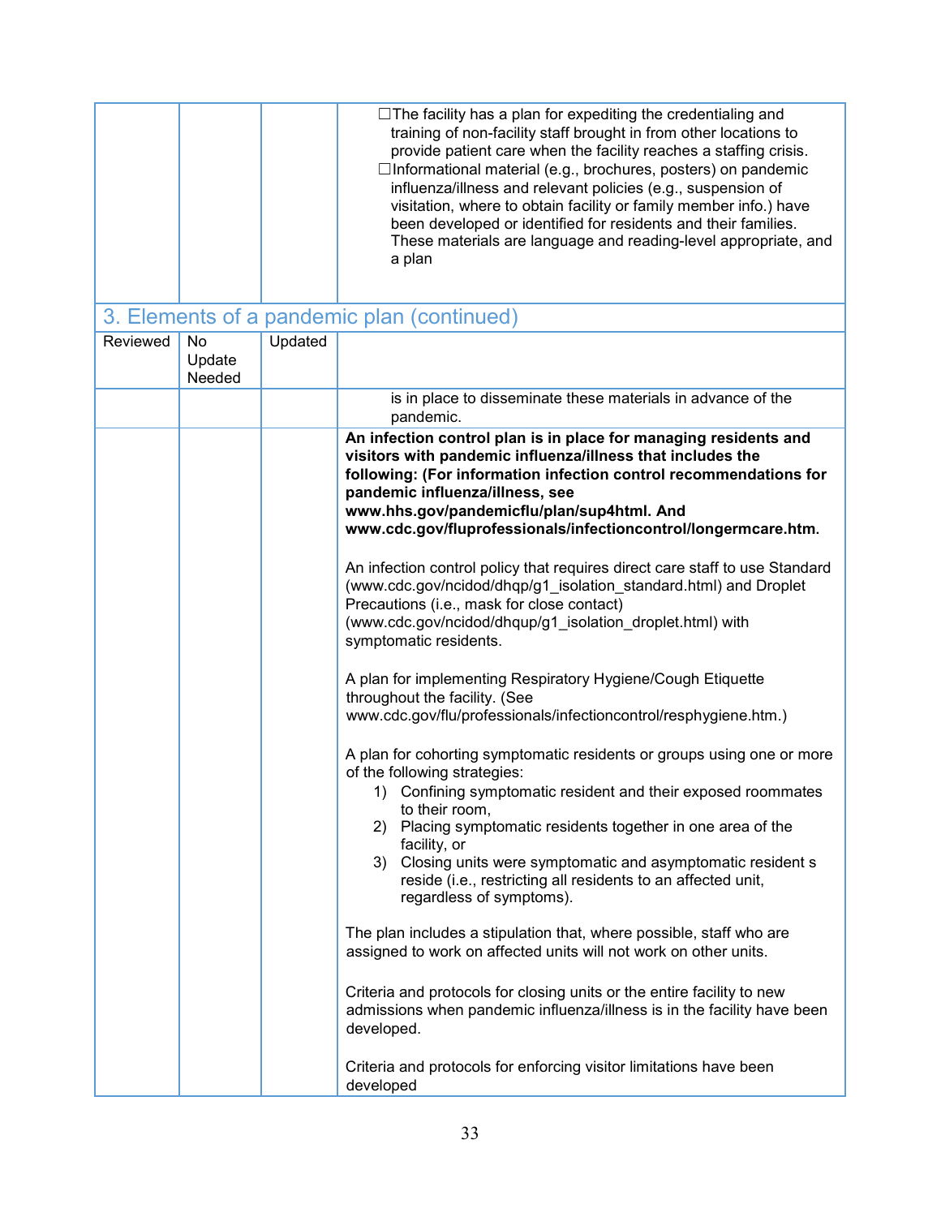| | | | |
|---|---|---|---|
| | | | ☐The facility has a plan for expediting the credentialing and training of non-facility staff brought in from other locations to provide patient care when the facility reaches a staffing crisis.<br>☐Informational material (e.g., brochures, posters) on pandemic influenza/illness and relevant policies (e.g., suspension of visitation, where to obtain facility or family member info.) have been developed or identified for residents and their families. These materials are language and reading-level appropriate, and a plan |

## 3. Elements of a pandemic plan (continued)

| Reviewed | No Update Needed | Updated | |
|---|---|---|---|
| | | | is in place to disseminate these materials in advance of the pandemic. |
| | | | **An infection control plan is in place for managing residents and visitors with pandemic influenza/illness that includes the following: (For information infection control recommendations for pandemic influenza/illness, see www.hhs.gov/pandemicflu/plan/sup4html. And www.cdc.gov/fluprofessionals/infectioncontrol/longermcare.htm.**<br><br>An infection control policy that requires direct care staff to use Standard (www.cdc.gov/ncidod/dhqp/g1_isolation_standard.html) and Droplet Precautions (i.e., mask for close contact) (www.cdc.gov/ncidod/dhqup/g1_isolation_droplet.html) with symptomatic residents.<br><br>A plan for implementing Respiratory Hygiene/Cough Etiquette throughout the facility. (See www.cdc.gov/flu/professionals/infectioncontrol/resphygiene.htm.)<br><br>A plan for cohorting symptomatic residents or groups using one or more of the following strategies:<br>1) Confining symptomatic resident and their exposed roommates to their room,<br>2) Placing symptomatic residents together in one area of the facility, or<br>3) Closing units were symptomatic and asymptomatic resident s reside (i.e., restricting all residents to an affected unit, regardless of symptoms).<br><br>The plan includes a stipulation that, where possible, staff who are assigned to work on affected units will not work on other units.<br><br>Criteria and protocols for closing units or the entire facility to new admissions when pandemic influenza/illness is in the facility have been developed.<br><br>Criteria and protocols for enforcing visitor limitations have been developed |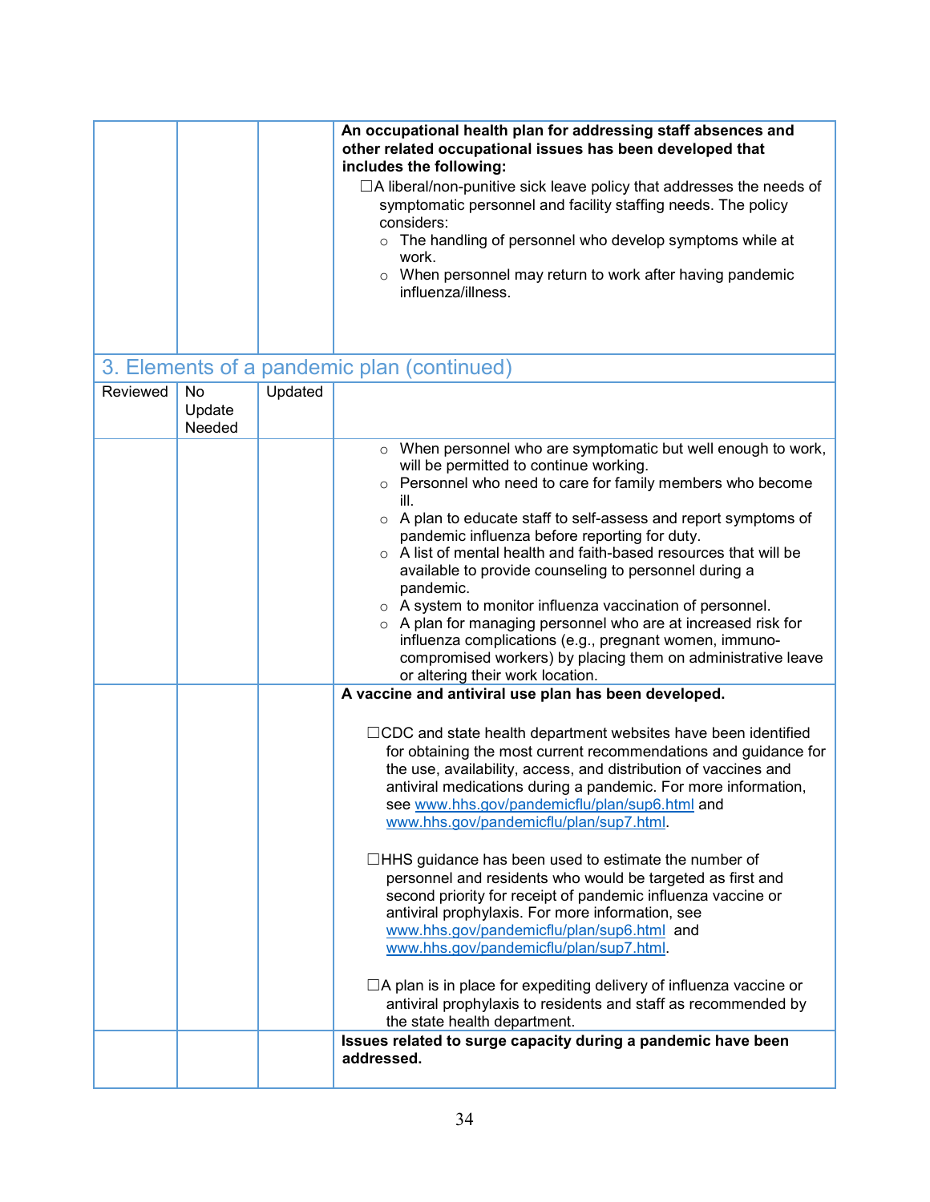| | | | **An occupational health plan for addressing staff absences and other related occupational issues has been developed that includes the following:**<br>☐A liberal/non-punitive sick leave policy that addresses the needs of symptomatic personnel and facility staffing needs. The policy considers:<br>○ The handling of personnel who develop symptoms while at work.<br>○ When personnel may return to work after having pandemic influenza/illness. |
|---|---|---|---|

## 3. Elements of a pandemic plan (continued)

| Reviewed | No Update Needed | Updated | |
|---|---|---|---|
| | | | ○ When personnel who are symptomatic but well enough to work, will be permitted to continue working.<br>○ Personnel who need to care for family members who become ill.<br>○ A plan to educate staff to self-assess and report symptoms of pandemic influenza before reporting for duty.<br>○ A list of mental health and faith-based resources that will be available to provide counseling to personnel during a pandemic.<br>○ A system to monitor influenza vaccination of personnel.<br>○ A plan for managing personnel who are at increased risk for influenza complications (e.g., pregnant women, immuno-compromised workers) by placing them on administrative leave or altering their work location. |
| | | | **A vaccine and antiviral use plan has been developed.**<br><br>☐CDC and state health department websites have been identified for obtaining the most current recommendations and guidance for the use, availability, access, and distribution of vaccines and antiviral medications during a pandemic. For more information, see www.hhs.gov/pandemicflu/plan/sup6.html and www.hhs.gov/pandemicflu/plan/sup7.html.<br><br>☐HHS guidance has been used to estimate the number of personnel and residents who would be targeted as first and second priority for receipt of pandemic influenza vaccine or antiviral prophylaxis. For more information, see www.hhs.gov/pandemicflu/plan/sup6.html and www.hhs.gov/pandemicflu/plan/sup7.html.<br><br>☐A plan is in place for expediting delivery of influenza vaccine or antiviral prophylaxis to residents and staff as recommended by the state health department. |
| | | | **Issues related to surge capacity during a pandemic have been addressed.** |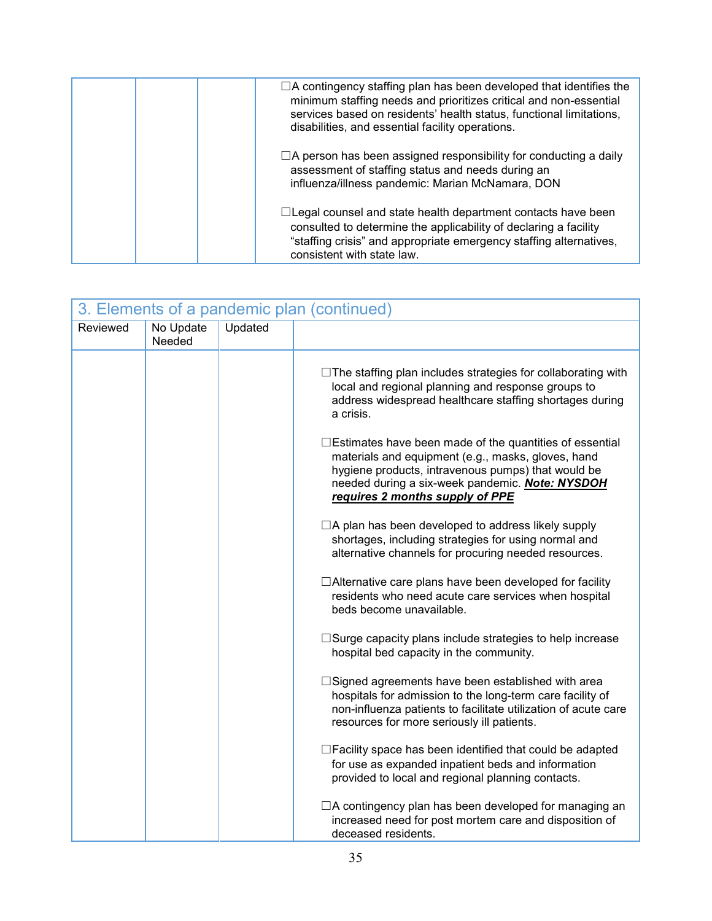| | | | |
|---|---|---|---|
| | | | ☐A contingency staffing plan has been developed that identifies the minimum staffing needs and prioritizes critical and non-essential services based on residents' health status, functional limitations, disabilities, and essential facility operations.<br><br>☐A person has been assigned responsibility for conducting a daily assessment of staffing status and needs during an influenza/illness pandemic: Marian McNamara, DON<br><br>☐Legal counsel and state health department contacts have been consulted to determine the applicability of declaring a facility "staffing crisis" and appropriate emergency staffing alternatives, consistent with state law. |

## 3. Elements of a pandemic plan (continued)

| Reviewed | No Update Needed | Updated | |
|---|---|---|---|
| | | | ☐The staffing plan includes strategies for collaborating with local and regional planning and response groups to address widespread healthcare staffing shortages during a crisis.<br><br>☐Estimates have been made of the quantities of essential materials and equipment (e.g., masks, gloves, hand hygiene products, intravenous pumps) that would be needed during a six-week pandemic. ***Note: NYSDOH requires 2 months supply of PPE***<br><br>☐A plan has been developed to address likely supply shortages, including strategies for using normal and alternative channels for procuring needed resources.<br><br>☐Alternative care plans have been developed for facility residents who need acute care services when hospital beds become unavailable.<br><br>☐Surge capacity plans include strategies to help increase hospital bed capacity in the community.<br><br>☐Signed agreements have been established with area hospitals for admission to the long-term care facility of non-influenza patients to facilitate utilization of acute care resources for more seriously ill patients.<br><br>☐Facility space has been identified that could be adapted for use as expanded inpatient beds and information provided to local and regional planning contacts.<br><br>☐A contingency plan has been developed for managing an increased need for post mortem care and disposition of deceased residents. |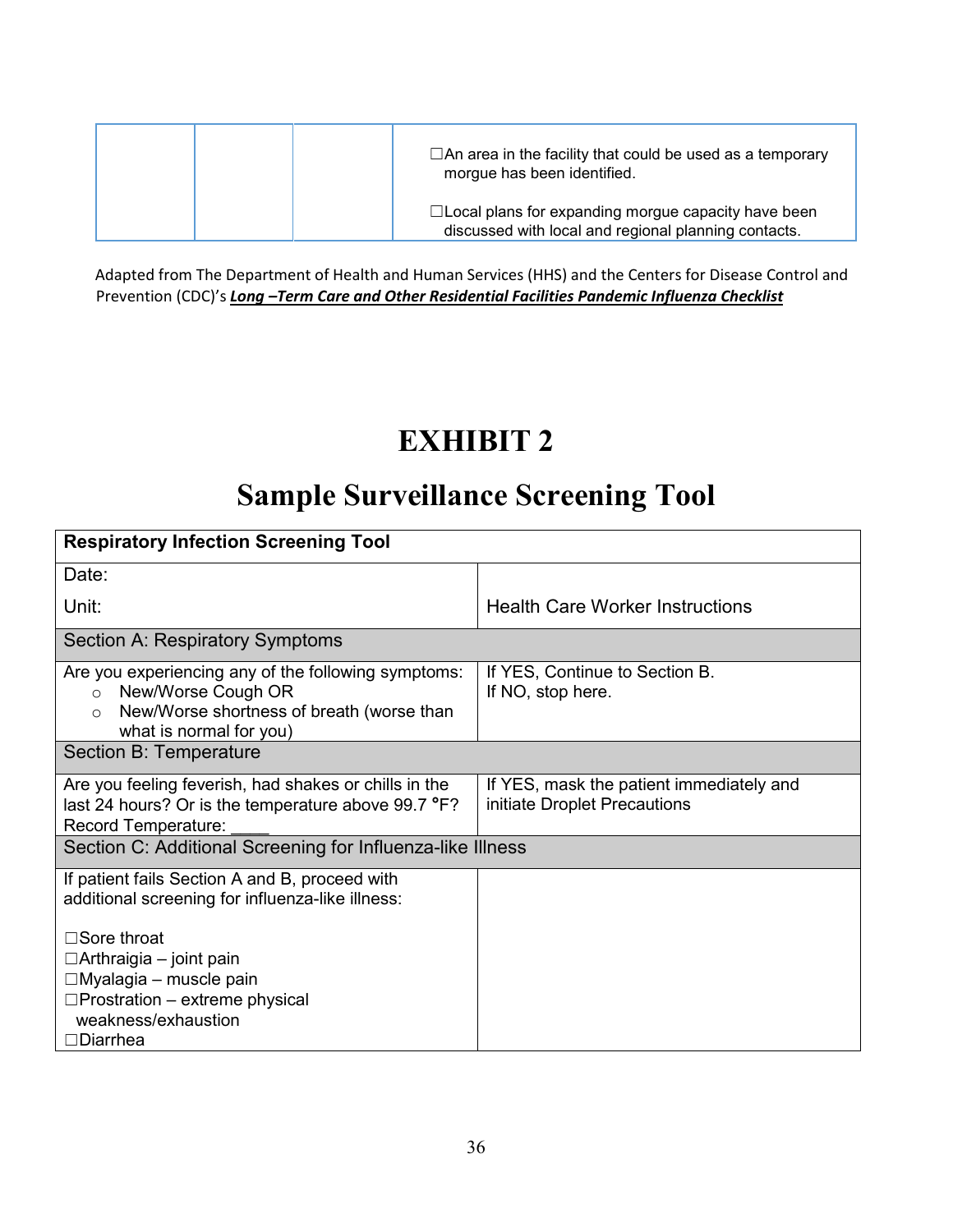| | | | |
|---|---|---|---|
| | | | ☐An area in the facility that could be used as a temporary morgue has been identified.<br><br>☐Local plans for expanding morgue capacity have been discussed with local and regional planning contacts. |

Adapted from The Department of Health and Human Services (HHS) and the Centers for Disease Control and Prevention (CDC)'s ***Long –Term Care and Other Residential Facilities Pandemic Influenza Checklist***

# EXHIBIT 2

# Sample Surveillance Screening Tool

| **Respiratory Infection Screening Tool** | |
|---|---|
| Date:<br><br>Unit: | Health Care Worker Instructions |
| Section A: Respiratory Symptoms | |
| Are you experiencing any of the following symptoms:<br>○ New/Worse Cough OR<br>○ New/Worse shortness of breath (worse than what is normal for you) | If YES, Continue to Section B.<br>If NO, stop here. |
| Section B: Temperature | |
| Are you feeling feverish, had shakes or chills in the last 24 hours? Or is the temperature above 99.7 °F?<br>Record Temperature: ____ | If YES, mask the patient immediately and initiate Droplet Precautions |
| Section C: Additional Screening for Influenza-like Illness | |
| If patient fails Section A and B, proceed with additional screening for influenza-like illness:<br><br>☐Sore throat<br>☐Arthraigia – joint pain<br>☐Myalagia – muscle pain<br>☐Prostration – extreme physical weakness/exhaustion<br>☐Diarrhea | |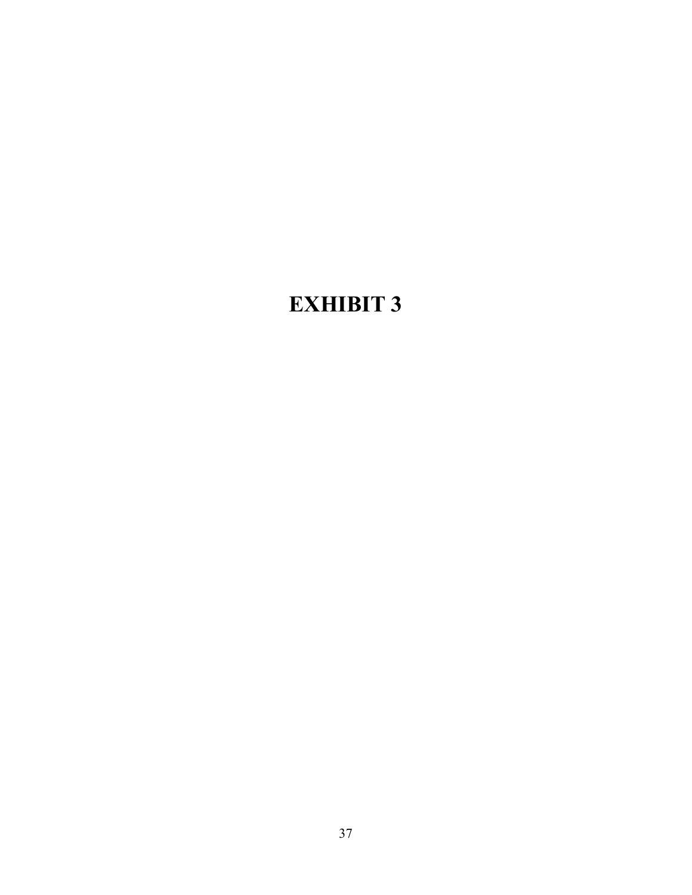# EXHIBIT 3